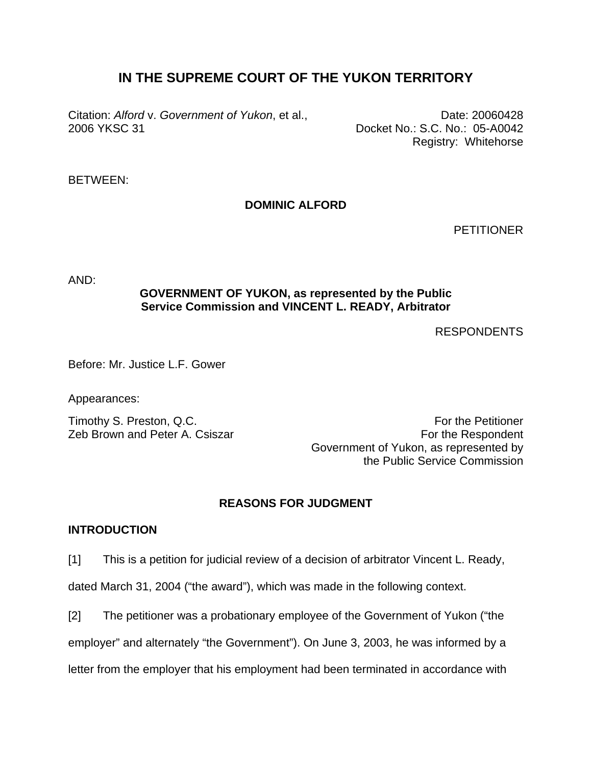# IN THE SUPREME COURT OF THE YUKON TERRITORY

Citation: *Alford* v. *Government of Yukon*, et al., 2006 YKSC 31

Date: 20060428
Docket No.: S.C. No.: 05-A0042
Registry: Whitehorse

BETWEEN:

**DOMINIC ALFORD**

PETITIONER

AND:

**GOVERNMENT OF YUKON, as represented by the Public Service Commission and VINCENT L. READY, Arbitrator**

RESPONDENTS

Before: Mr. Justice L.F. Gower

Appearances:

| | |
|---|---|
| Timothy S. Preston, Q.C. | For the Petitioner |
| Zeb Brown and Peter A. Csiszar | For the Respondent Government of Yukon, as represented by the Public Service Commission |

## REASONS FOR JUDGMENT

### INTRODUCTION

[1] This is a petition for judicial review of a decision of arbitrator Vincent L. Ready, dated March 31, 2004 ("the award"), which was made in the following context.

[2] The petitioner was a probationary employee of the Government of Yukon ("the employer" and alternately "the Government"). On June 3, 2003, he was informed by a letter from the employer that his employment had been terminated in accordance with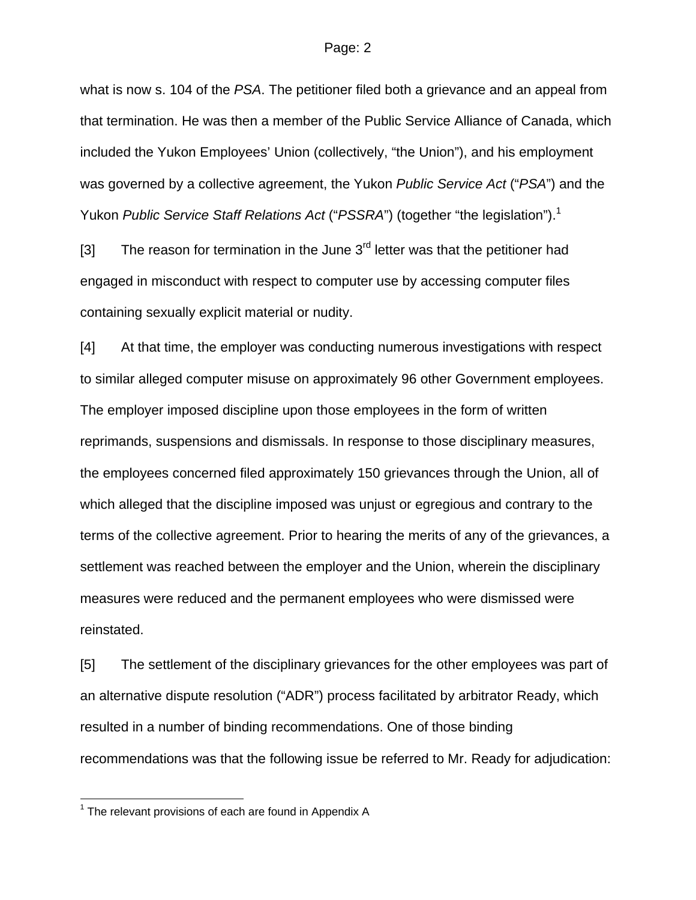what is now s. 104 of the *PSA*. The petitioner filed both a grievance and an appeal from that termination. He was then a member of the Public Service Alliance of Canada, which included the Yukon Employees' Union (collectively, "the Union"), and his employment was governed by a collective agreement, the Yukon *Public Service Act* ("*PSA*") and the Yukon *Public Service Staff Relations Act* ("*PSSRA*") (together "the legislation").[1]

[3] The reason for termination in the June 3rd letter was that the petitioner had engaged in misconduct with respect to computer use by accessing computer files containing sexually explicit material or nudity.

[4] At that time, the employer was conducting numerous investigations with respect to similar alleged computer misuse on approximately 96 other Government employees. The employer imposed discipline upon those employees in the form of written reprimands, suspensions and dismissals. In response to those disciplinary measures, the employees concerned filed approximately 150 grievances through the Union, all of which alleged that the discipline imposed was unjust or egregious and contrary to the terms of the collective agreement. Prior to hearing the merits of any of the grievances, a settlement was reached between the employer and the Union, wherein the disciplinary measures were reduced and the permanent employees who were dismissed were reinstated.

[5] The settlement of the disciplinary grievances for the other employees was part of an alternative dispute resolution ("ADR") process facilitated by arbitrator Ready, which resulted in a number of binding recommendations. One of those binding recommendations was that the following issue be referred to Mr. Ready for adjudication:

---

[1] The relevant provisions of each are found in Appendix A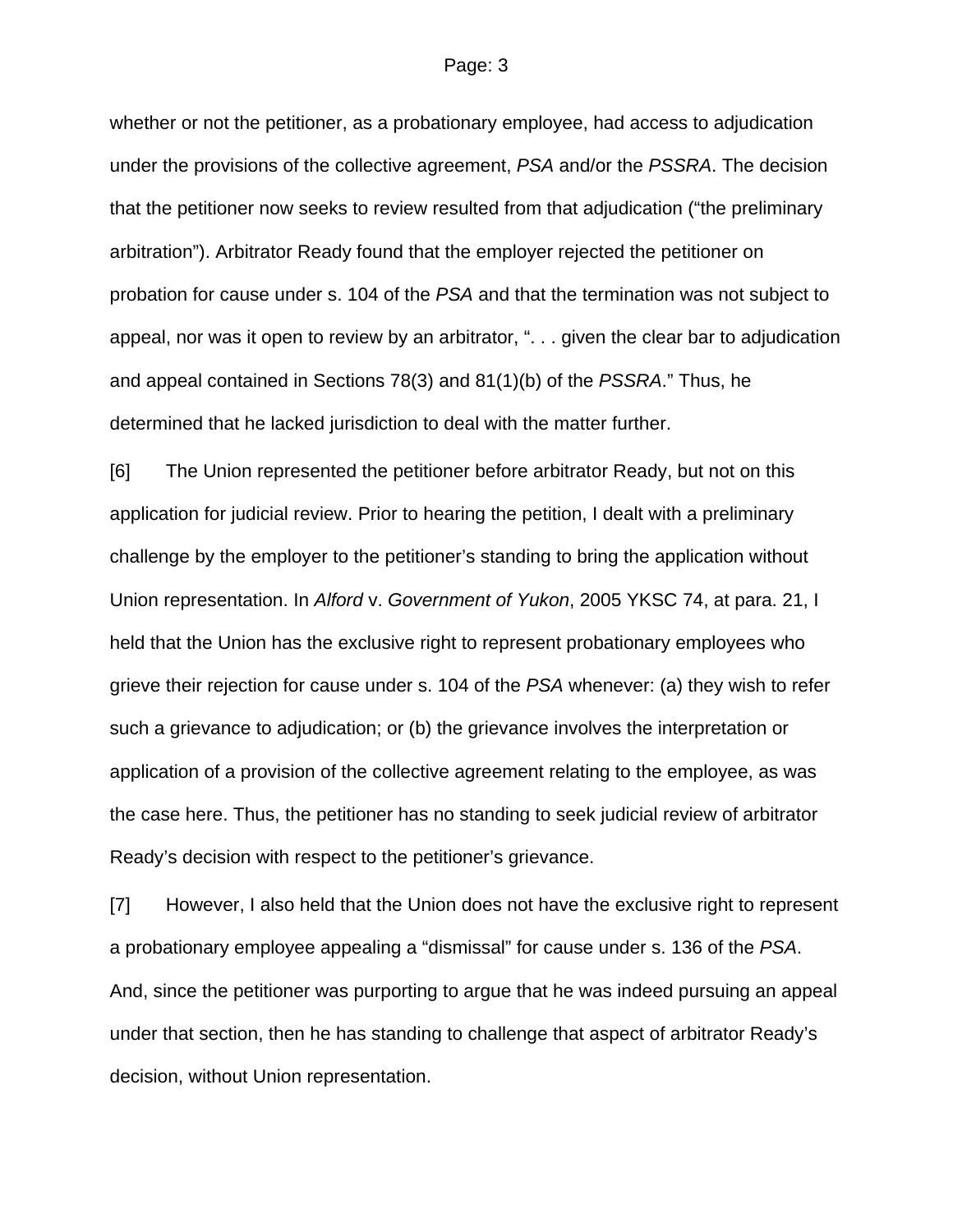whether or not the petitioner, as a probationary employee, had access to adjudication under the provisions of the collective agreement, *PSA* and/or the *PSSRA*. The decision that the petitioner now seeks to review resulted from that adjudication ("the preliminary arbitration"). Arbitrator Ready found that the employer rejected the petitioner on probation for cause under s. 104 of the *PSA* and that the termination was not subject to appeal, nor was it open to review by an arbitrator, ". . . given the clear bar to adjudication and appeal contained in Sections 78(3) and 81(1)(b) of the *PSSRA*." Thus, he determined that he lacked jurisdiction to deal with the matter further.

[6] The Union represented the petitioner before arbitrator Ready, but not on this application for judicial review. Prior to hearing the petition, I dealt with a preliminary challenge by the employer to the petitioner's standing to bring the application without Union representation. In *Alford* v. *Government of Yukon*, 2005 YKSC 74, at para. 21, I held that the Union has the exclusive right to represent probationary employees who grieve their rejection for cause under s. 104 of the *PSA* whenever: (a) they wish to refer such a grievance to adjudication; or (b) the grievance involves the interpretation or application of a provision of the collective agreement relating to the employee, as was the case here. Thus, the petitioner has no standing to seek judicial review of arbitrator Ready's decision with respect to the petitioner's grievance.

[7] However, I also held that the Union does not have the exclusive right to represent a probationary employee appealing a "dismissal" for cause under s. 136 of the *PSA*. And, since the petitioner was purporting to argue that he was indeed pursuing an appeal under that section, then he has standing to challenge that aspect of arbitrator Ready's decision, without Union representation.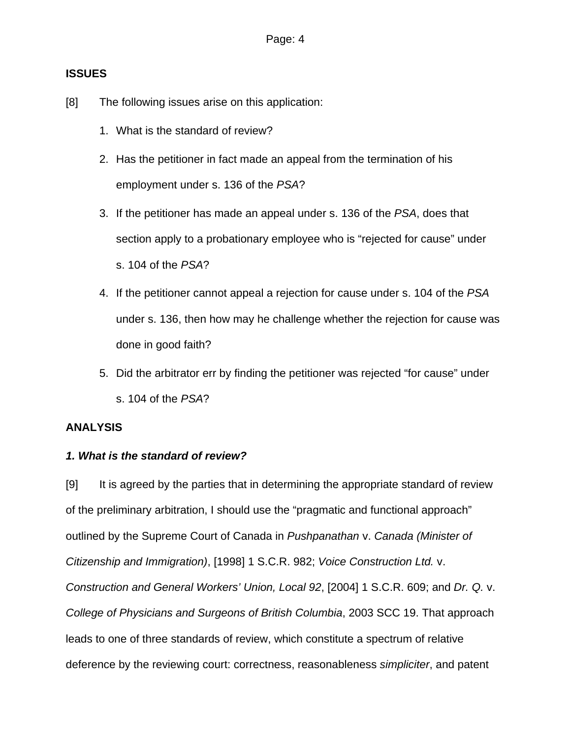**ISSUES**

[8] The following issues arise on this application:

1. What is the standard of review?
2. Has the petitioner in fact made an appeal from the termination of his employment under s. 136 of the *PSA*?
3. If the petitioner has made an appeal under s. 136 of the *PSA*, does that section apply to a probationary employee who is "rejected for cause" under s. 104 of the *PSA*?
4. If the petitioner cannot appeal a rejection for cause under s. 104 of the *PSA* under s. 136, then how may he challenge whether the rejection for cause was done in good faith?
5. Did the arbitrator err by finding the petitioner was rejected "for cause" under s. 104 of the *PSA*?

**ANALYSIS**

***1. What is the standard of review?***

[9] It is agreed by the parties that in determining the appropriate standard of review of the preliminary arbitration, I should use the "pragmatic and functional approach" outlined by the Supreme Court of Canada in *Pushpanathan* v. *Canada (Minister of Citizenship and Immigration)*, [1998] 1 S.C.R. 982; *Voice Construction Ltd.* v. *Construction and General Workers' Union, Local 92*, [2004] 1 S.C.R. 609; and *Dr. Q.* v. *College of Physicians and Surgeons of British Columbia*, 2003 SCC 19. That approach leads to one of three standards of review, which constitute a spectrum of relative deference by the reviewing court: correctness, reasonableness *simpliciter*, and patent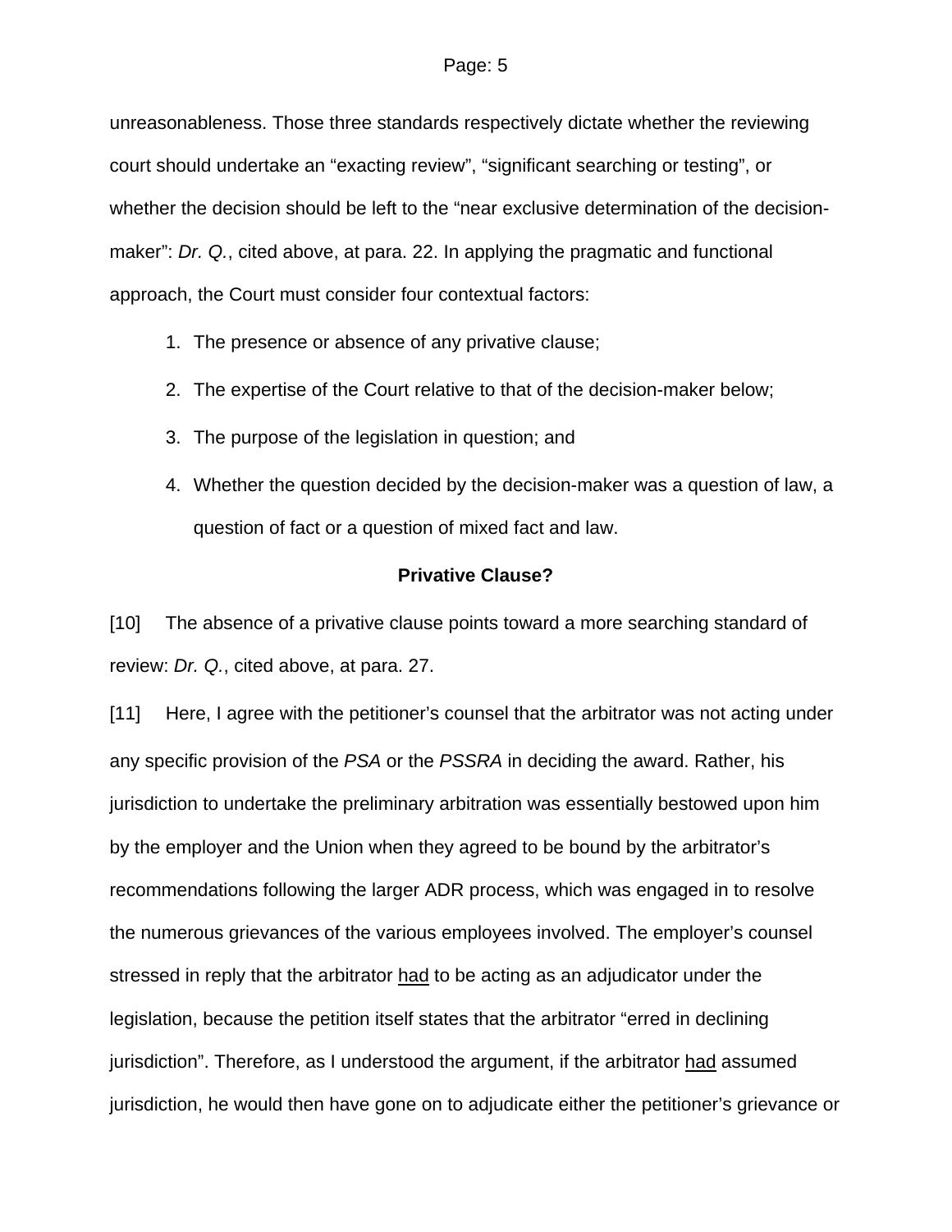unreasonableness. Those three standards respectively dictate whether the reviewing court should undertake an "exacting review", "significant searching or testing", or whether the decision should be left to the "near exclusive determination of the decision-maker": *Dr. Q.*, cited above, at para. 22. In applying the pragmatic and functional approach, the Court must consider four contextual factors:

1. The presence or absence of any privative clause;
2. The expertise of the Court relative to that of the decision-maker below;
3. The purpose of the legislation in question; and
4. Whether the question decided by the decision-maker was a question of law, a question of fact or a question of mixed fact and law.

**Privative Clause?**

[10] The absence of a privative clause points toward a more searching standard of review: *Dr. Q.*, cited above, at para. 27.

[11] Here, I agree with the petitioner's counsel that the arbitrator was not acting under any specific provision of the *PSA* or the *PSSRA* in deciding the award. Rather, his jurisdiction to undertake the preliminary arbitration was essentially bestowed upon him by the employer and the Union when they agreed to be bound by the arbitrator's recommendations following the larger ADR process, which was engaged in to resolve the numerous grievances of the various employees involved. The employer's counsel stressed in reply that the arbitrator <u>had</u> to be acting as an adjudicator under the legislation, because the petition itself states that the arbitrator "erred in declining jurisdiction". Therefore, as I understood the argument, if the arbitrator <u>had</u> assumed jurisdiction, he would then have gone on to adjudicate either the petitioner's grievance or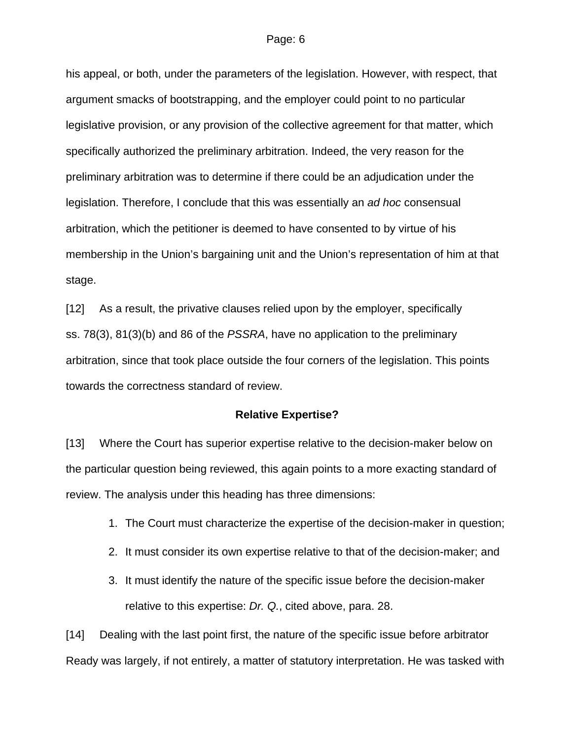his appeal, or both, under the parameters of the legislation. However, with respect, that argument smacks of bootstrapping, and the employer could point to no particular legislative provision, or any provision of the collective agreement for that matter, which specifically authorized the preliminary arbitration. Indeed, the very reason for the preliminary arbitration was to determine if there could be an adjudication under the legislation. Therefore, I conclude that this was essentially an *ad hoc* consensual arbitration, which the petitioner is deemed to have consented to by virtue of his membership in the Union's bargaining unit and the Union's representation of him at that stage.

[12] As a result, the privative clauses relied upon by the employer, specifically ss. 78(3), 81(3)(b) and 86 of the *PSSRA*, have no application to the preliminary arbitration, since that took place outside the four corners of the legislation. This points towards the correctness standard of review.

**Relative Expertise?**

[13] Where the Court has superior expertise relative to the decision-maker below on the particular question being reviewed, this again points to a more exacting standard of review. The analysis under this heading has three dimensions:

1. The Court must characterize the expertise of the decision-maker in question;
2. It must consider its own expertise relative to that of the decision-maker; and
3. It must identify the nature of the specific issue before the decision-maker relative to this expertise: *Dr. Q.*, cited above, para. 28.

[14] Dealing with the last point first, the nature of the specific issue before arbitrator Ready was largely, if not entirely, a matter of statutory interpretation. He was tasked with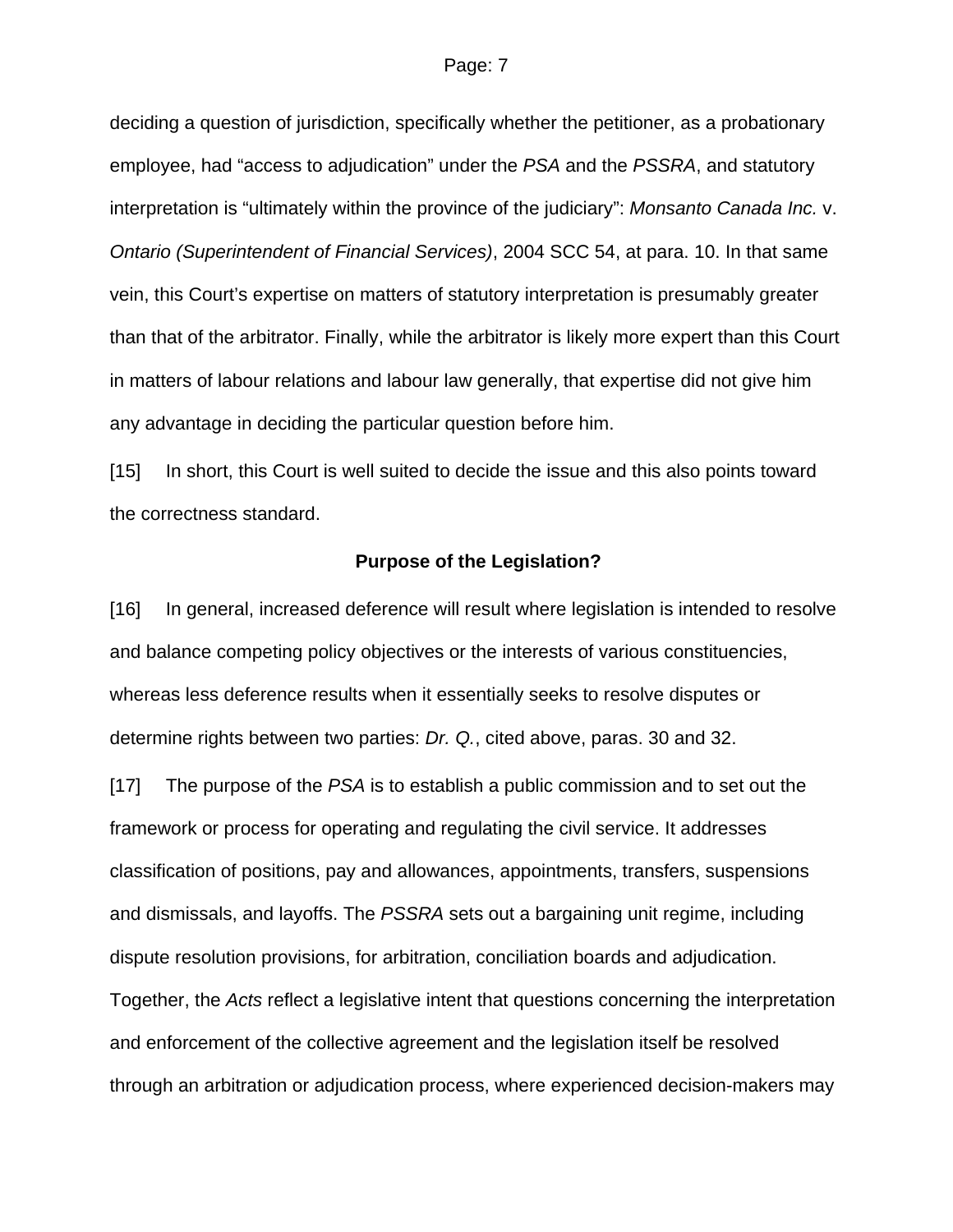deciding a question of jurisdiction, specifically whether the petitioner, as a probationary employee, had “access to adjudication” under the *PSA* and the *PSSRA*, and statutory interpretation is “ultimately within the province of the judiciary”: *Monsanto Canada Inc.* v. *Ontario (Superintendent of Financial Services)*, 2004 SCC 54, at para. 10. In that same vein, this Court’s expertise on matters of statutory interpretation is presumably greater than that of the arbitrator. Finally, while the arbitrator is likely more expert than this Court in matters of labour relations and labour law generally, that expertise did not give him any advantage in deciding the particular question before him.

[15] In short, this Court is well suited to decide the issue and this also points toward the correctness standard.

**Purpose of the Legislation?**

[16] In general, increased deference will result where legislation is intended to resolve and balance competing policy objectives or the interests of various constituencies, whereas less deference results when it essentially seeks to resolve disputes or determine rights between two parties: *Dr. Q.*, cited above, paras. 30 and 32.

[17] The purpose of the *PSA* is to establish a public commission and to set out the framework or process for operating and regulating the civil service. It addresses classification of positions, pay and allowances, appointments, transfers, suspensions and dismissals, and layoffs. The *PSSRA* sets out a bargaining unit regime, including dispute resolution provisions, for arbitration, conciliation boards and adjudication. Together, the *Acts* reflect a legislative intent that questions concerning the interpretation and enforcement of the collective agreement and the legislation itself be resolved through an arbitration or adjudication process, where experienced decision-makers may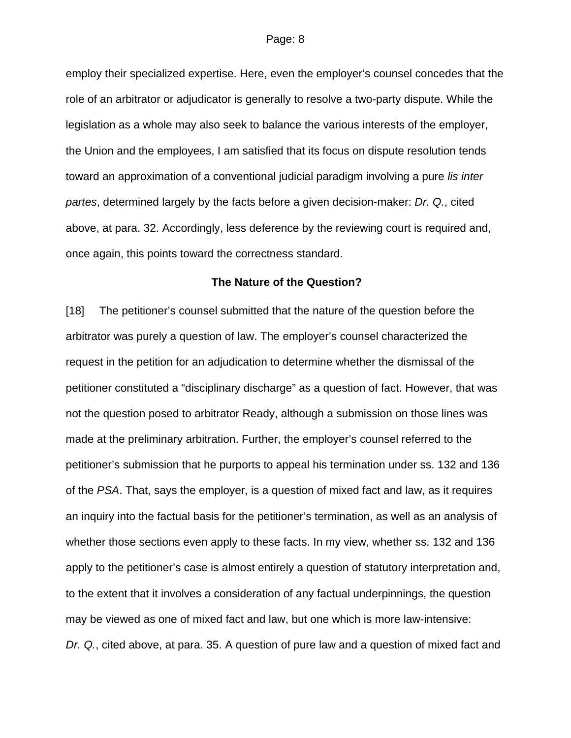employ their specialized expertise. Here, even the employer's counsel concedes that the role of an arbitrator or adjudicator is generally to resolve a two-party dispute. While the legislation as a whole may also seek to balance the various interests of the employer, the Union and the employees, I am satisfied that its focus on dispute resolution tends toward an approximation of a conventional judicial paradigm involving a pure *lis inter partes*, determined largely by the facts before a given decision-maker: *Dr. Q.*, cited above, at para. 32. Accordingly, less deference by the reviewing court is required and, once again, this points toward the correctness standard.

### The Nature of the Question?

[18] The petitioner's counsel submitted that the nature of the question before the arbitrator was purely a question of law. The employer's counsel characterized the request in the petition for an adjudication to determine whether the dismissal of the petitioner constituted a "disciplinary discharge" as a question of fact. However, that was not the question posed to arbitrator Ready, although a submission on those lines was made at the preliminary arbitration. Further, the employer's counsel referred to the petitioner's submission that he purports to appeal his termination under ss. 132 and 136 of the *PSA*. That, says the employer, is a question of mixed fact and law, as it requires an inquiry into the factual basis for the petitioner's termination, as well as an analysis of whether those sections even apply to these facts. In my view, whether ss. 132 and 136 apply to the petitioner's case is almost entirely a question of statutory interpretation and, to the extent that it involves a consideration of any factual underpinnings, the question may be viewed as one of mixed fact and law, but one which is more law-intensive: *Dr. Q.*, cited above, at para. 35. A question of pure law and a question of mixed fact and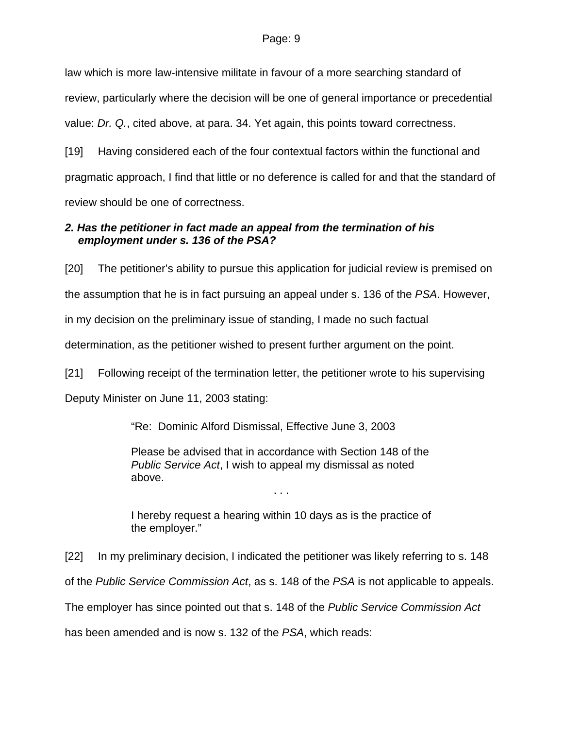law which is more law-intensive militate in favour of a more searching standard of review, particularly where the decision will be one of general importance or precedential value: *Dr. Q.*, cited above, at para. 34. Yet again, this points toward correctness.

[19] Having considered each of the four contextual factors within the functional and pragmatic approach, I find that little or no deference is called for and that the standard of review should be one of correctness.

### *2. Has the petitioner in fact made an appeal from the termination of his employment under s. 136 of the PSA?*

[20] The petitioner's ability to pursue this application for judicial review is premised on the assumption that he is in fact pursuing an appeal under s. 136 of the *PSA*. However, in my decision on the preliminary issue of standing, I made no such factual determination, as the petitioner wished to present further argument on the point.

[21] Following receipt of the termination letter, the petitioner wrote to his supervising Deputy Minister on June 11, 2003 stating:

> "Re: Dominic Alford Dismissal, Effective June 3, 2003
>
> Please be advised that in accordance with Section 148 of the *Public Service Act*, I wish to appeal my dismissal as noted above.
>
> . . .
>
> I hereby request a hearing within 10 days as is the practice of the employer."

[22] In my preliminary decision, I indicated the petitioner was likely referring to s. 148 of the *Public Service Commission Act*, as s. 148 of the *PSA* is not applicable to appeals. The employer has since pointed out that s. 148 of the *Public Service Commission Act* has been amended and is now s. 132 of the *PSA*, which reads: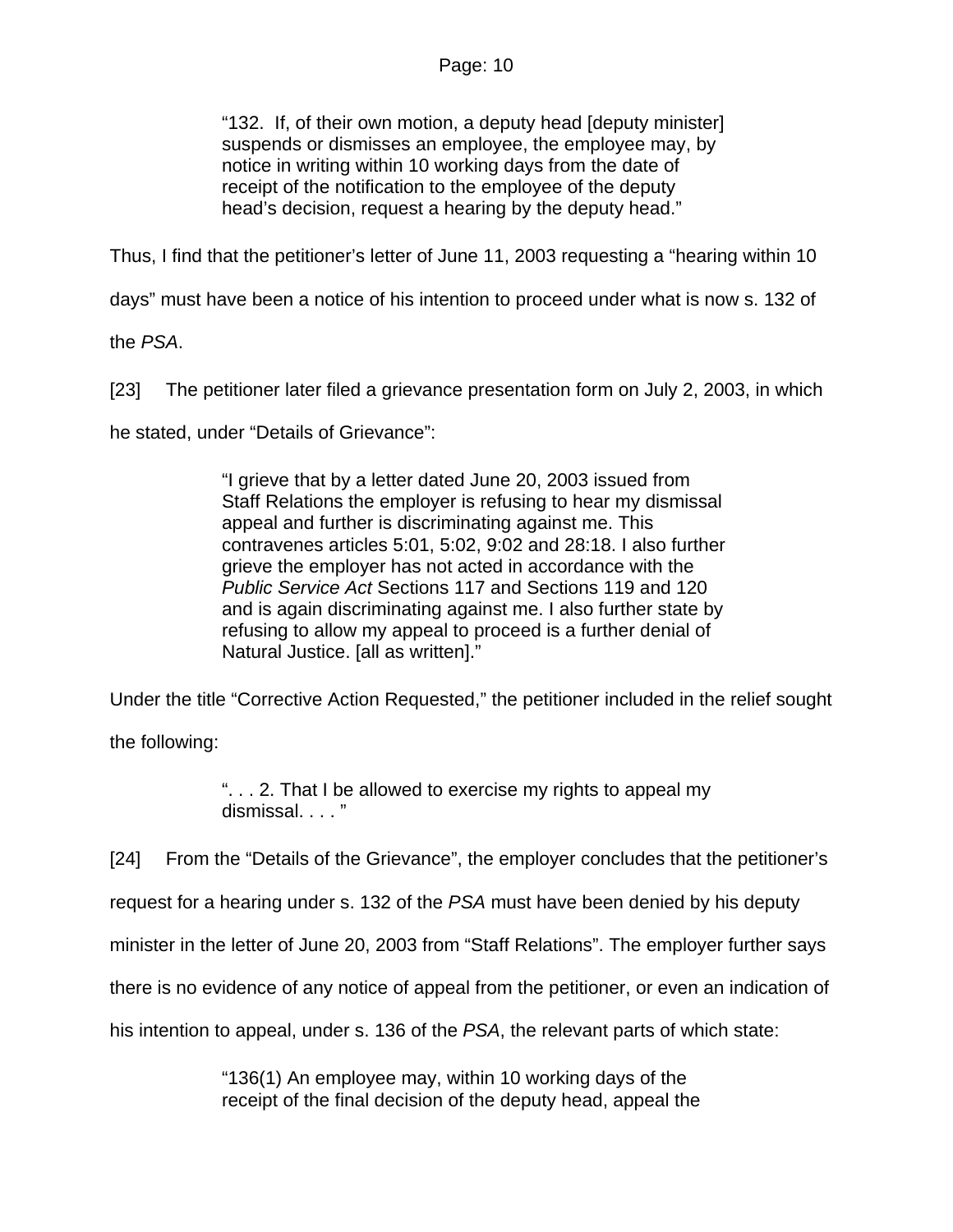> "132. If, of their own motion, a deputy head [deputy minister] suspends or dismisses an employee, the employee may, by notice in writing within 10 working days from the date of receipt of the notification to the employee of the deputy head's decision, request a hearing by the deputy head."

Thus, I find that the petitioner's letter of June 11, 2003 requesting a "hearing within 10 days" must have been a notice of his intention to proceed under what is now s. 132 of the *PSA*.

[23] The petitioner later filed a grievance presentation form on July 2, 2003, in which he stated, under "Details of Grievance":

> "I grieve that by a letter dated June 20, 2003 issued from Staff Relations the employer is refusing to hear my dismissal appeal and further is discriminating against me. This contravenes articles 5:01, 5:02, 9:02 and 28:18. I also further grieve the employer has not acted in accordance with the *Public Service Act* Sections 117 and Sections 119 and 120 and is again discriminating against me. I also further state by refusing to allow my appeal to proceed is a further denial of Natural Justice. [all as written]."

Under the title "Corrective Action Requested," the petitioner included in the relief sought the following:

> ". . . 2. That I be allowed to exercise my rights to appeal my dismissal. . . . "

[24] From the "Details of the Grievance", the employer concludes that the petitioner's request for a hearing under s. 132 of the *PSA* must have been denied by his deputy minister in the letter of June 20, 2003 from "Staff Relations". The employer further says there is no evidence of any notice of appeal from the petitioner, or even an indication of his intention to appeal, under s. 136 of the *PSA*, the relevant parts of which state:

> "136(1) An employee may, within 10 working days of the receipt of the final decision of the deputy head, appeal the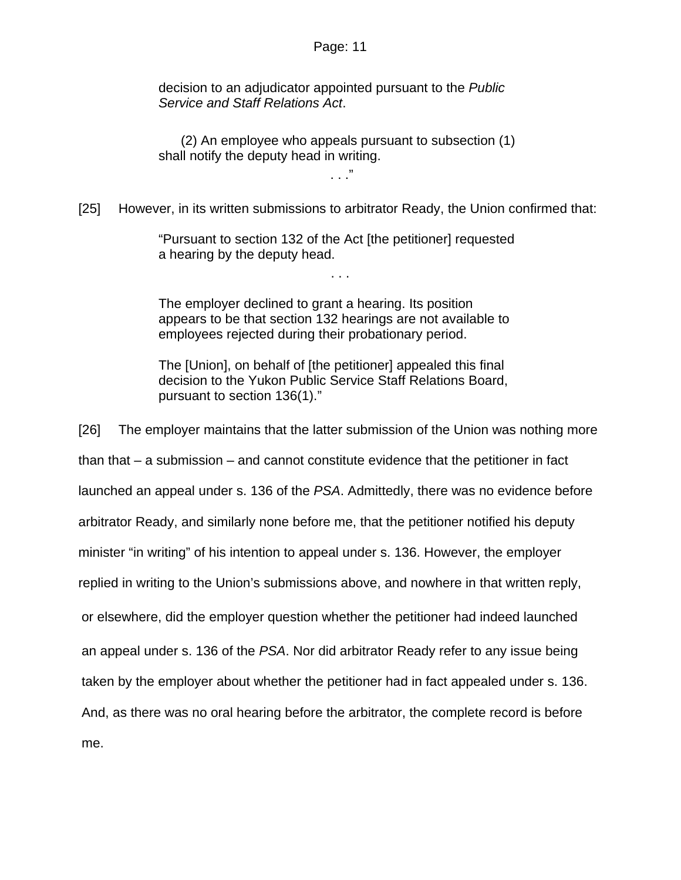> decision to an adjudicator appointed pursuant to the *Public Service and Staff Relations Act*.
>
> (2) An employee who appeals pursuant to subsection (1) shall notify the deputy head in writing.
>
> . . ."

[25] However, in its written submissions to arbitrator Ready, the Union confirmed that:

> "Pursuant to section 132 of the Act [the petitioner] requested a hearing by the deputy head.
>
> . . .
>
> The employer declined to grant a hearing. Its position appears to be that section 132 hearings are not available to employees rejected during their probationary period.
>
> The [Union], on behalf of [the petitioner] appealed this final decision to the Yukon Public Service Staff Relations Board, pursuant to section 136(1)."

[26] The employer maintains that the latter submission of the Union was nothing more than that – a submission – and cannot constitute evidence that the petitioner in fact launched an appeal under s. 136 of the *PSA*. Admittedly, there was no evidence before arbitrator Ready, and similarly none before me, that the petitioner notified his deputy minister "in writing" of his intention to appeal under s. 136. However, the employer replied in writing to the Union's submissions above, and nowhere in that written reply, or elsewhere, did the employer question whether the petitioner had indeed launched an appeal under s. 136 of the *PSA*. Nor did arbitrator Ready refer to any issue being taken by the employer about whether the petitioner had in fact appealed under s. 136. And, as there was no oral hearing before the arbitrator, the complete record is before me.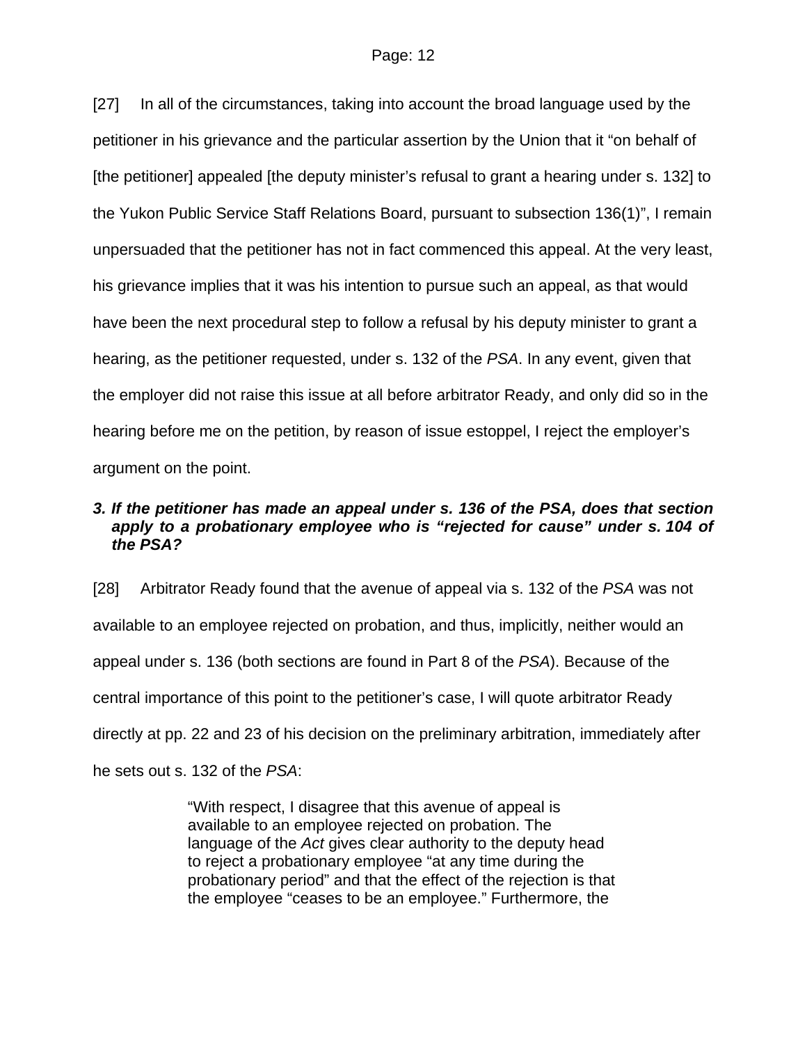[27] In all of the circumstances, taking into account the broad language used by the petitioner in his grievance and the particular assertion by the Union that it "on behalf of [the petitioner] appealed [the deputy minister's refusal to grant a hearing under s. 132] to the Yukon Public Service Staff Relations Board, pursuant to subsection 136(1)", I remain unpersuaded that the petitioner has not in fact commenced this appeal. At the very least, his grievance implies that it was his intention to pursue such an appeal, as that would have been the next procedural step to follow a refusal by his deputy minister to grant a hearing, as the petitioner requested, under s. 132 of the *PSA*. In any event, given that the employer did not raise this issue at all before arbitrator Ready, and only did so in the hearing before me on the petition, by reason of issue estoppel, I reject the employer's argument on the point.

### *3. If the petitioner has made an appeal under s. 136 of the PSA, does that section apply to a probationary employee who is "rejected for cause" under s. 104 of the PSA?*

[28] Arbitrator Ready found that the avenue of appeal via s. 132 of the *PSA* was not available to an employee rejected on probation, and thus, implicitly, neither would an appeal under s. 136 (both sections are found in Part 8 of the *PSA*). Because of the central importance of this point to the petitioner's case, I will quote arbitrator Ready directly at pp. 22 and 23 of his decision on the preliminary arbitration, immediately after he sets out s. 132 of the *PSA*:

> "With respect, I disagree that this avenue of appeal is available to an employee rejected on probation. The language of the *Act* gives clear authority to the deputy head to reject a probationary employee "at any time during the probationary period" and that the effect of the rejection is that the employee "ceases to be an employee." Furthermore, the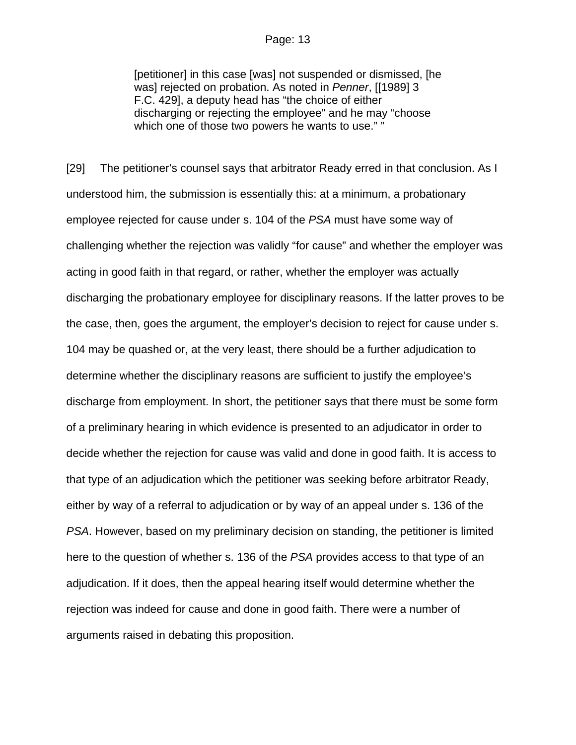> [petitioner] in this case [was] not suspended or dismissed, [he was] rejected on probation. As noted in *Penner*, [[1989] 3 F.C. 429], a deputy head has “the choice of either discharging or rejecting the employee” and he may “choose which one of those two powers he wants to use.” ”

[29] The petitioner’s counsel says that arbitrator Ready erred in that conclusion. As I understood him, the submission is essentially this: at a minimum, a probationary employee rejected for cause under s. 104 of the *PSA* must have some way of challenging whether the rejection was validly “for cause” and whether the employer was acting in good faith in that regard, or rather, whether the employer was actually discharging the probationary employee for disciplinary reasons. If the latter proves to be the case, then, goes the argument, the employer’s decision to reject for cause under s. 104 may be quashed or, at the very least, there should be a further adjudication to determine whether the disciplinary reasons are sufficient to justify the employee’s discharge from employment. In short, the petitioner says that there must be some form of a preliminary hearing in which evidence is presented to an adjudicator in order to decide whether the rejection for cause was valid and done in good faith. It is access to that type of an adjudication which the petitioner was seeking before arbitrator Ready, either by way of a referral to adjudication or by way of an appeal under s. 136 of the *PSA*. However, based on my preliminary decision on standing, the petitioner is limited here to the question of whether s. 136 of the *PSA* provides access to that type of an adjudication. If it does, then the appeal hearing itself would determine whether the rejection was indeed for cause and done in good faith. There were a number of arguments raised in debating this proposition.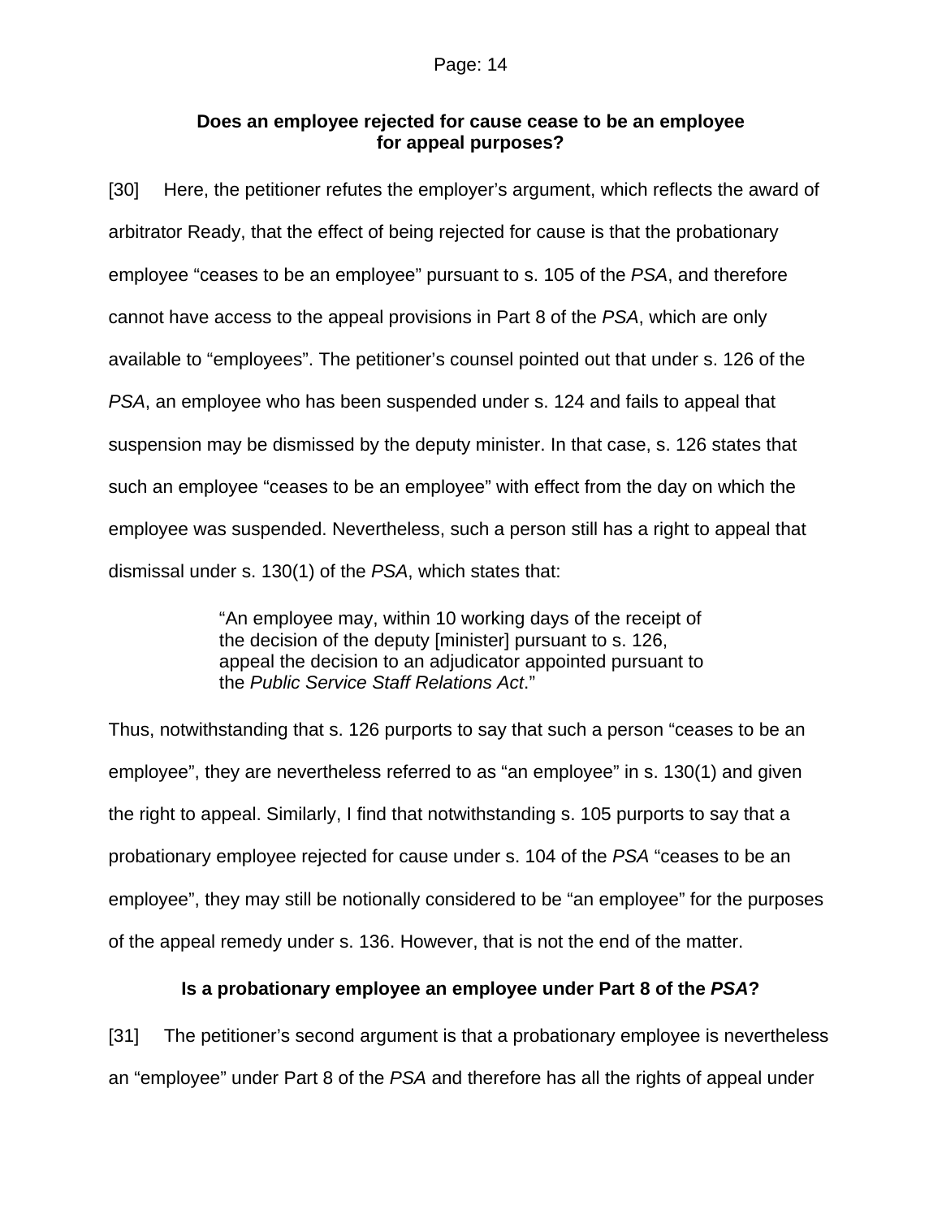### **Does an employee rejected for cause cease to be an employee for appeal purposes?**

[30] Here, the petitioner refutes the employer's argument, which reflects the award of arbitrator Ready, that the effect of being rejected for cause is that the probationary employee "ceases to be an employee" pursuant to s. 105 of the *PSA*, and therefore cannot have access to the appeal provisions in Part 8 of the *PSA*, which are only available to "employees". The petitioner's counsel pointed out that under s. 126 of the *PSA*, an employee who has been suspended under s. 124 and fails to appeal that suspension may be dismissed by the deputy minister. In that case, s. 126 states that such an employee "ceases to be an employee" with effect from the day on which the employee was suspended. Nevertheless, such a person still has a right to appeal that dismissal under s. 130(1) of the *PSA*, which states that:

> "An employee may, within 10 working days of the receipt of the decision of the deputy [minister] pursuant to s. 126, appeal the decision to an adjudicator appointed pursuant to the *Public Service Staff Relations Act*."

Thus, notwithstanding that s. 126 purports to say that such a person "ceases to be an employee", they are nevertheless referred to as "an employee" in s. 130(1) and given the right to appeal. Similarly, I find that notwithstanding s. 105 purports to say that a probationary employee rejected for cause under s. 104 of the *PSA* "ceases to be an employee", they may still be notionally considered to be "an employee" for the purposes of the appeal remedy under s. 136. However, that is not the end of the matter.

### **Is a probationary employee an employee under Part 8 of the *PSA*?**

[31] The petitioner's second argument is that a probationary employee is nevertheless an "employee" under Part 8 of the *PSA* and therefore has all the rights of appeal under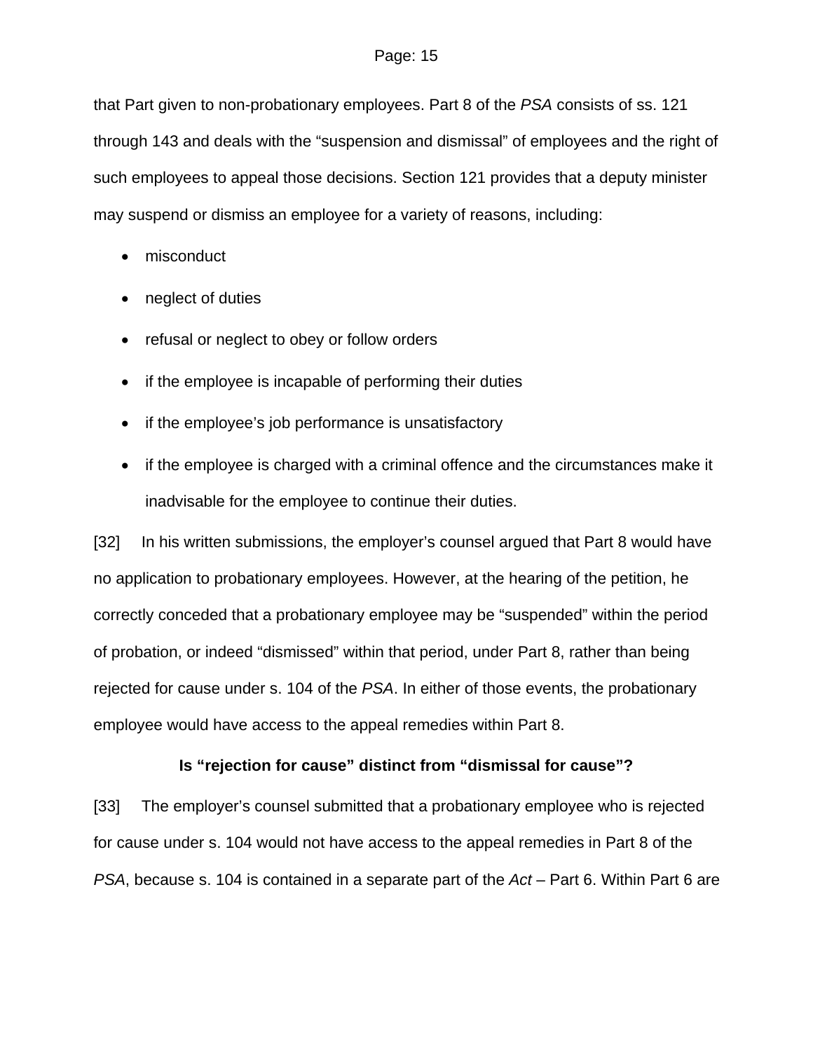that Part given to non-probationary employees. Part 8 of the *PSA* consists of ss. 121 through 143 and deals with the "suspension and dismissal" of employees and the right of such employees to appeal those decisions. Section 121 provides that a deputy minister may suspend or dismiss an employee for a variety of reasons, including:

- misconduct
- neglect of duties
- refusal or neglect to obey or follow orders
- if the employee is incapable of performing their duties
- if the employee's job performance is unsatisfactory
- if the employee is charged with a criminal offence and the circumstances make it inadvisable for the employee to continue their duties.

[32] In his written submissions, the employer's counsel argued that Part 8 would have no application to probationary employees. However, at the hearing of the petition, he correctly conceded that a probationary employee may be "suspended" within the period of probation, or indeed "dismissed" within that period, under Part 8, rather than being rejected for cause under s. 104 of the *PSA*. In either of those events, the probationary employee would have access to the appeal remedies within Part 8.

**Is "rejection for cause" distinct from "dismissal for cause"?**

[33] The employer's counsel submitted that a probationary employee who is rejected for cause under s. 104 would not have access to the appeal remedies in Part 8 of the *PSA*, because s. 104 is contained in a separate part of the *Act* – Part 6. Within Part 6 are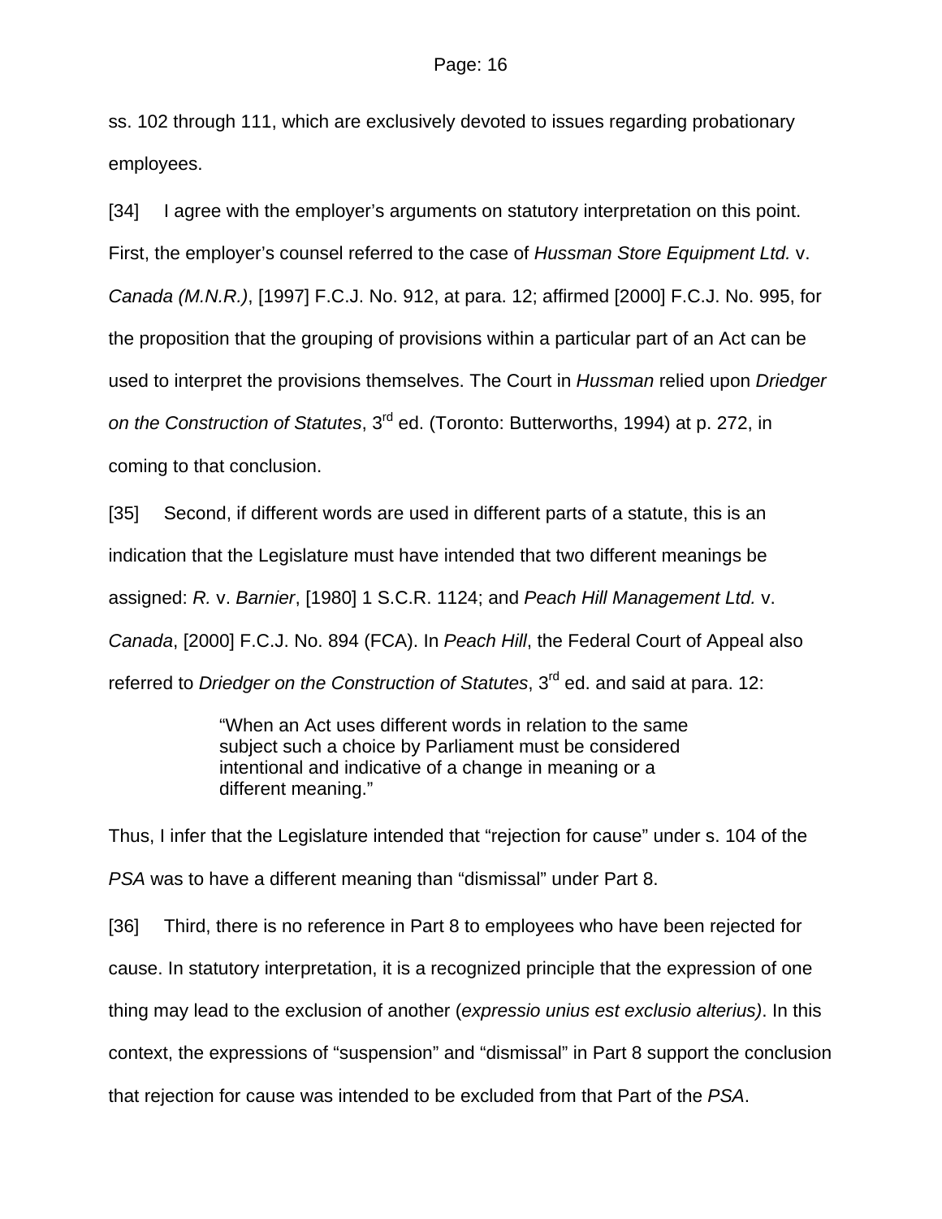ss. 102 through 111, which are exclusively devoted to issues regarding probationary employees.

[34] I agree with the employer's arguments on statutory interpretation on this point. First, the employer's counsel referred to the case of *Hussman Store Equipment Ltd.* v. *Canada (M.N.R.)*, [1997] F.C.J. No. 912, at para. 12; affirmed [2000] F.C.J. No. 995, for the proposition that the grouping of provisions within a particular part of an Act can be used to interpret the provisions themselves. The Court in *Hussman* relied upon *Driedger on the Construction of Statutes*, 3rd ed. (Toronto: Butterworths, 1994) at p. 272, in coming to that conclusion.

[35] Second, if different words are used in different parts of a statute, this is an indication that the Legislature must have intended that two different meanings be assigned: *R.* v. *Barnier*, [1980] 1 S.C.R. 1124; and *Peach Hill Management Ltd.* v. *Canada*, [2000] F.C.J. No. 894 (FCA). In *Peach Hill*, the Federal Court of Appeal also referred to *Driedger on the Construction of Statutes*, 3rd ed. and said at para. 12:

> "When an Act uses different words in relation to the same subject such a choice by Parliament must be considered intentional and indicative of a change in meaning or a different meaning."

Thus, I infer that the Legislature intended that "rejection for cause" under s. 104 of the *PSA* was to have a different meaning than "dismissal" under Part 8.

[36] Third, there is no reference in Part 8 to employees who have been rejected for cause. In statutory interpretation, it is a recognized principle that the expression of one thing may lead to the exclusion of another (*expressio unius est exclusio alterius)*. In this context, the expressions of "suspension" and "dismissal" in Part 8 support the conclusion that rejection for cause was intended to be excluded from that Part of the *PSA*.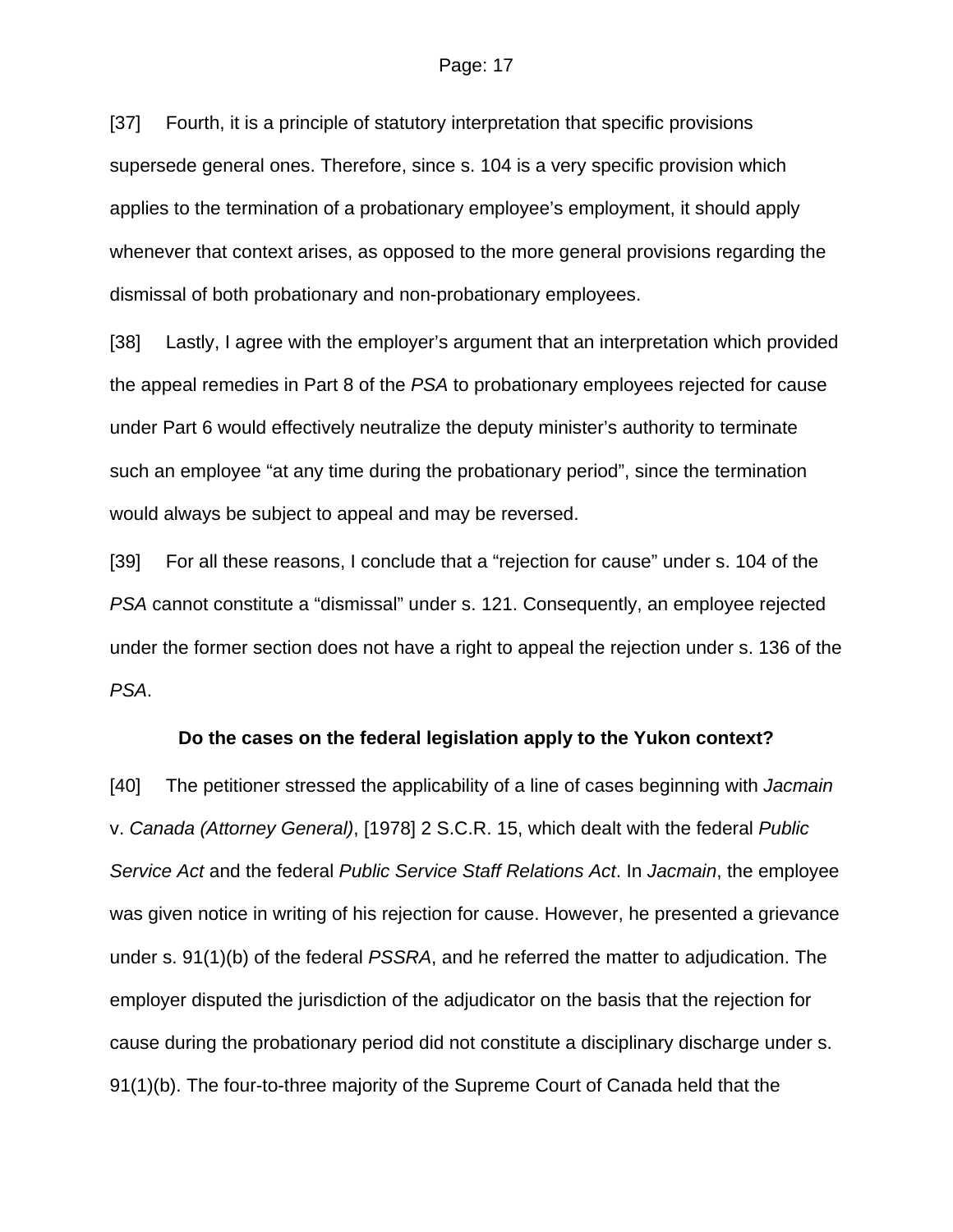[37] Fourth, it is a principle of statutory interpretation that specific provisions supersede general ones. Therefore, since s. 104 is a very specific provision which applies to the termination of a probationary employee's employment, it should apply whenever that context arises, as opposed to the more general provisions regarding the dismissal of both probationary and non-probationary employees.

[38] Lastly, I agree with the employer's argument that an interpretation which provided the appeal remedies in Part 8 of the *PSA* to probationary employees rejected for cause under Part 6 would effectively neutralize the deputy minister's authority to terminate such an employee "at any time during the probationary period", since the termination would always be subject to appeal and may be reversed.

[39] For all these reasons, I conclude that a "rejection for cause" under s. 104 of the *PSA* cannot constitute a "dismissal" under s. 121. Consequently, an employee rejected under the former section does not have a right to appeal the rejection under s. 136 of the *PSA*.

**Do the cases on the federal legislation apply to the Yukon context?**

[40] The petitioner stressed the applicability of a line of cases beginning with *Jacmain* v. *Canada (Attorney General)*, [1978] 2 S.C.R. 15, which dealt with the federal *Public Service Act* and the federal *Public Service Staff Relations Act*. In *Jacmain*, the employee was given notice in writing of his rejection for cause. However, he presented a grievance under s. 91(1)(b) of the federal *PSSRA*, and he referred the matter to adjudication. The employer disputed the jurisdiction of the adjudicator on the basis that the rejection for cause during the probationary period did not constitute a disciplinary discharge under s. 91(1)(b). The four-to-three majority of the Supreme Court of Canada held that the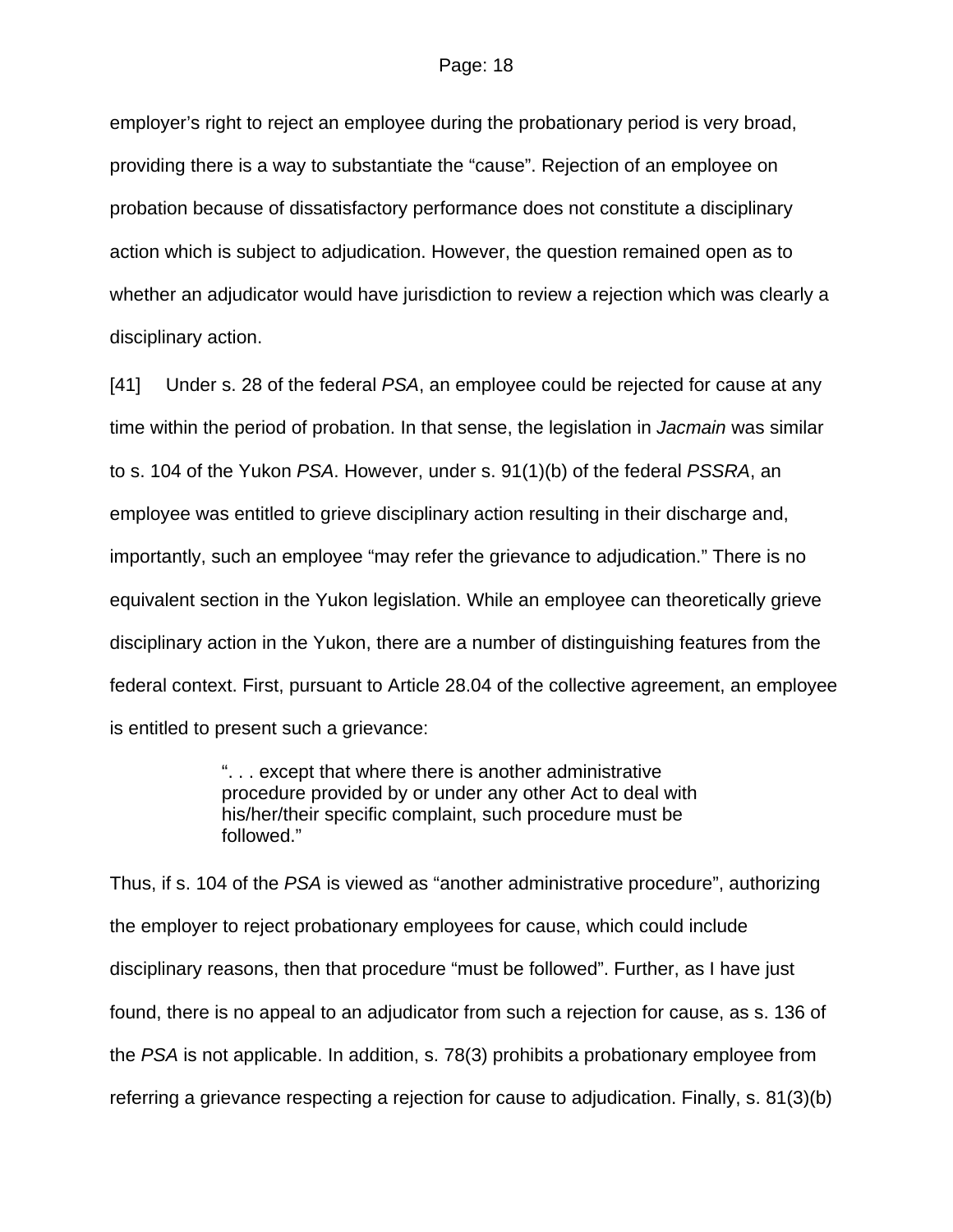employer's right to reject an employee during the probationary period is very broad, providing there is a way to substantiate the "cause". Rejection of an employee on probation because of dissatisfactory performance does not constitute a disciplinary action which is subject to adjudication. However, the question remained open as to whether an adjudicator would have jurisdiction to review a rejection which was clearly a disciplinary action.

[41] Under s. 28 of the federal *PSA*, an employee could be rejected for cause at any time within the period of probation. In that sense, the legislation in *Jacmain* was similar to s. 104 of the Yukon *PSA*. However, under s. 91(1)(b) of the federal *PSSRA*, an employee was entitled to grieve disciplinary action resulting in their discharge and, importantly, such an employee "may refer the grievance to adjudication." There is no equivalent section in the Yukon legislation. While an employee can theoretically grieve disciplinary action in the Yukon, there are a number of distinguishing features from the federal context. First, pursuant to Article 28.04 of the collective agreement, an employee is entitled to present such a grievance:

> ". . . except that where there is another administrative procedure provided by or under any other Act to deal with his/her/their specific complaint, such procedure must be followed."

Thus, if s. 104 of the *PSA* is viewed as "another administrative procedure", authorizing the employer to reject probationary employees for cause, which could include disciplinary reasons, then that procedure "must be followed". Further, as I have just found, there is no appeal to an adjudicator from such a rejection for cause, as s. 136 of the *PSA* is not applicable. In addition, s. 78(3) prohibits a probationary employee from referring a grievance respecting a rejection for cause to adjudication. Finally, s. 81(3)(b)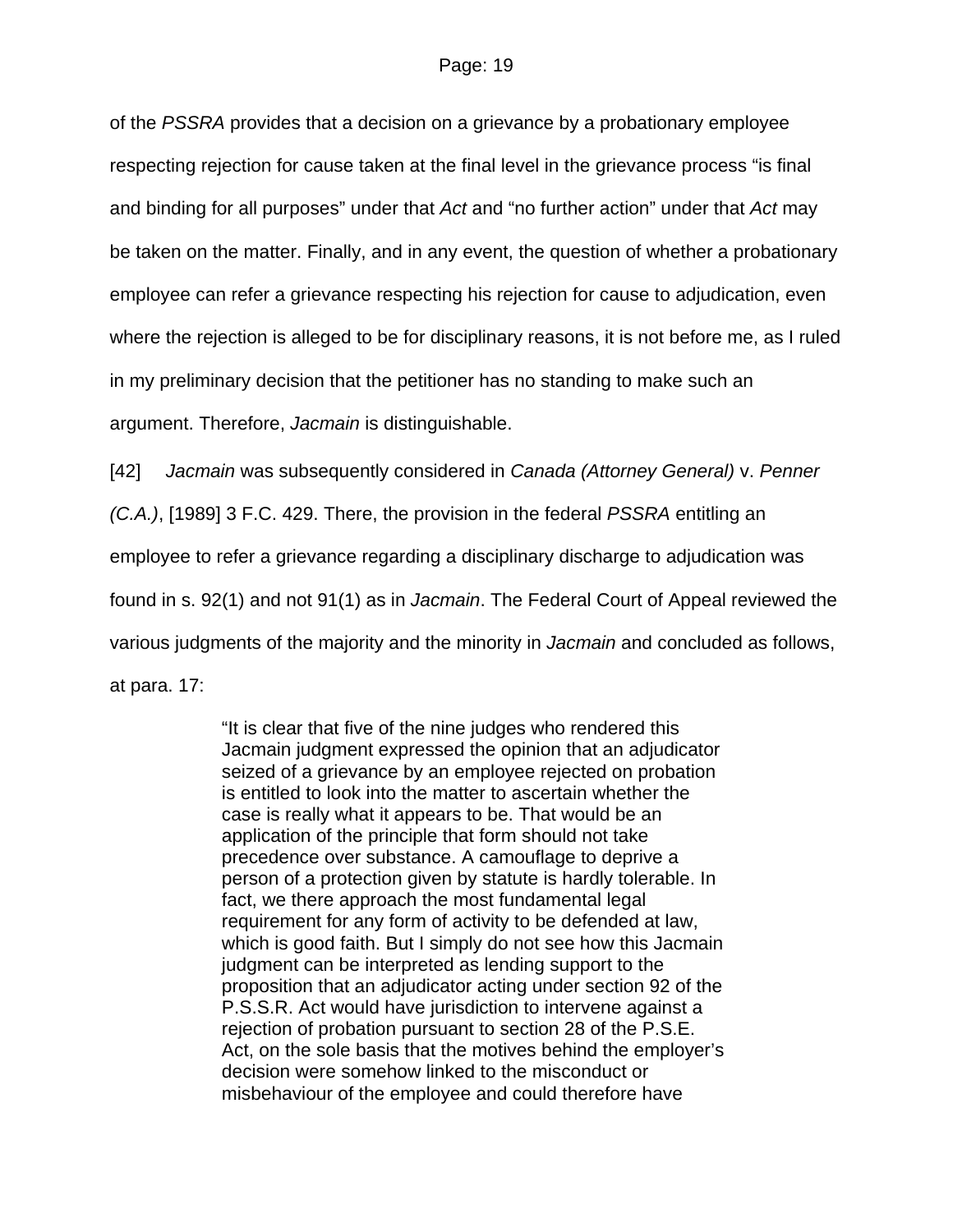of the *PSSRA* provides that a decision on a grievance by a probationary employee respecting rejection for cause taken at the final level in the grievance process "is final and binding for all purposes" under that *Act* and "no further action" under that *Act* may be taken on the matter. Finally, and in any event, the question of whether a probationary employee can refer a grievance respecting his rejection for cause to adjudication, even where the rejection is alleged to be for disciplinary reasons, it is not before me, as I ruled in my preliminary decision that the petitioner has no standing to make such an argument. Therefore, *Jacmain* is distinguishable.

[42] *Jacmain* was subsequently considered in *Canada (Attorney General)* v. *Penner (C.A.)*, [1989] 3 F.C. 429. There, the provision in the federal *PSSRA* entitling an employee to refer a grievance regarding a disciplinary discharge to adjudication was found in s. 92(1) and not 91(1) as in *Jacmain*. The Federal Court of Appeal reviewed the various judgments of the majority and the minority in *Jacmain* and concluded as follows, at para. 17:

> "It is clear that five of the nine judges who rendered this Jacmain judgment expressed the opinion that an adjudicator seized of a grievance by an employee rejected on probation is entitled to look into the matter to ascertain whether the case is really what it appears to be. That would be an application of the principle that form should not take precedence over substance. A camouflage to deprive a person of a protection given by statute is hardly tolerable. In fact, we there approach the most fundamental legal requirement for any form of activity to be defended at law, which is good faith. But I simply do not see how this Jacmain judgment can be interpreted as lending support to the proposition that an adjudicator acting under section 92 of the P.S.S.R. Act would have jurisdiction to intervene against a rejection of probation pursuant to section 28 of the P.S.E. Act, on the sole basis that the motives behind the employer's decision were somehow linked to the misconduct or misbehaviour of the employee and could therefore have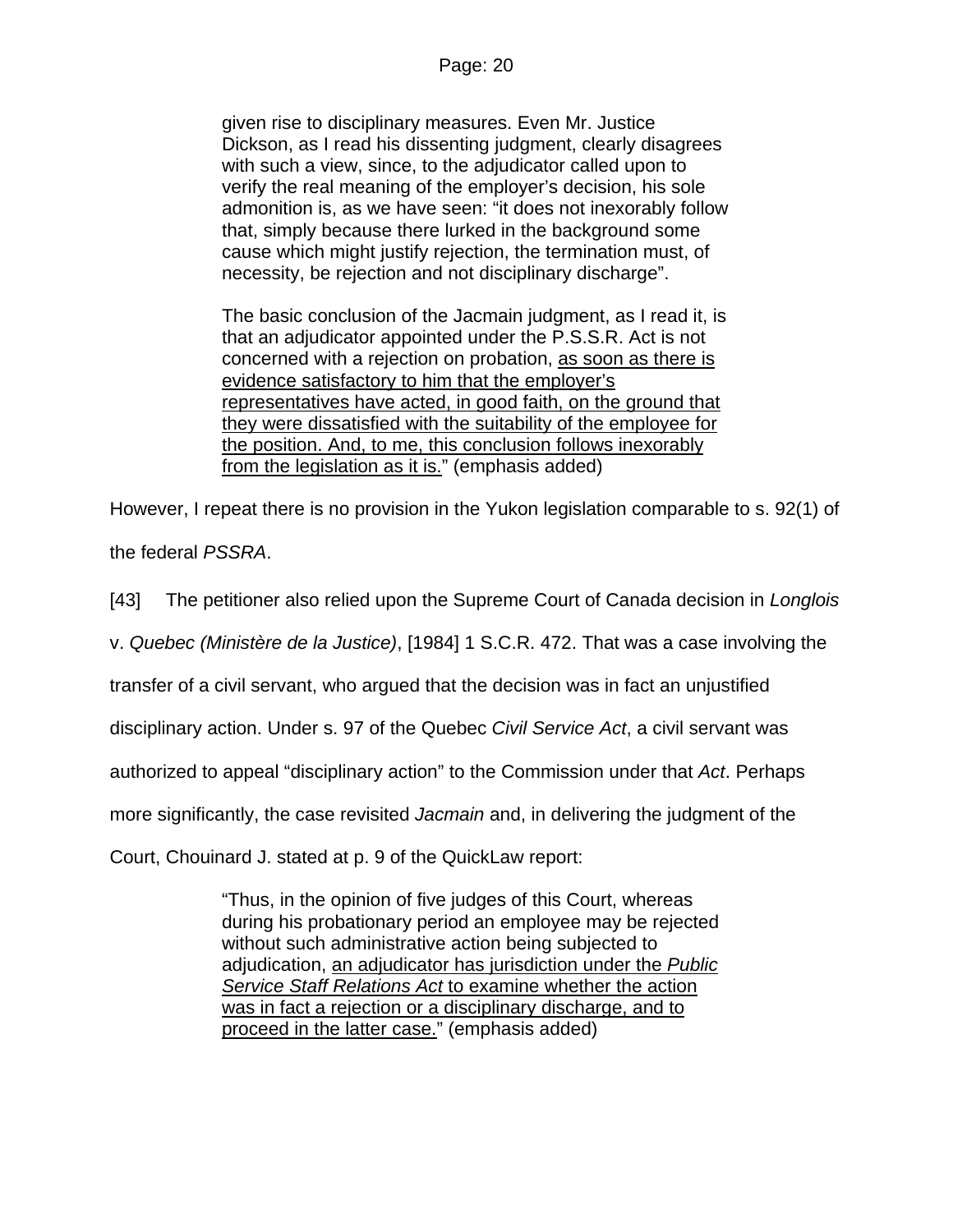> given rise to disciplinary measures. Even Mr. Justice Dickson, as I read his dissenting judgment, clearly disagrees with such a view, since, to the adjudicator called upon to verify the real meaning of the employer's decision, his sole admonition is, as we have seen: "it does not inexorably follow that, simply because there lurked in the background some cause which might justify rejection, the termination must, of necessity, be rejection and not disciplinary discharge".
>
> The basic conclusion of the Jacmain judgment, as I read it, is that an adjudicator appointed under the P.S.S.R. Act is not concerned with a rejection on probation, <u>as soon as there is evidence satisfactory to him that the employer's representatives have acted, in good faith, on the ground that they were dissatisfied with the suitability of the employee for the position. And, to me, this conclusion follows inexorably from the legislation as it is.</u>" (emphasis added)

However, I repeat there is no provision in the Yukon legislation comparable to s. 92(1) of the federal *PSSRA*.

[43] The petitioner also relied upon the Supreme Court of Canada decision in *Longlois* v. *Quebec (Ministère de la Justice)*, [1984] 1 S.C.R. 472. That was a case involving the transfer of a civil servant, who argued that the decision was in fact an unjustified disciplinary action. Under s. 97 of the Quebec *Civil Service Act*, a civil servant was authorized to appeal "disciplinary action" to the Commission under that *Act*. Perhaps more significantly, the case revisited *Jacmain* and, in delivering the judgment of the Court, Chouinard J. stated at p. 9 of the QuickLaw report:

> "Thus, in the opinion of five judges of this Court, whereas during his probationary period an employee may be rejected without such administrative action being subjected to adjudication, <u>an adjudicator has jurisdiction under the *Public Service Staff Relations Act* to examine whether the action was in fact a rejection or a disciplinary discharge, and to proceed in the latter case.</u>" (emphasis added)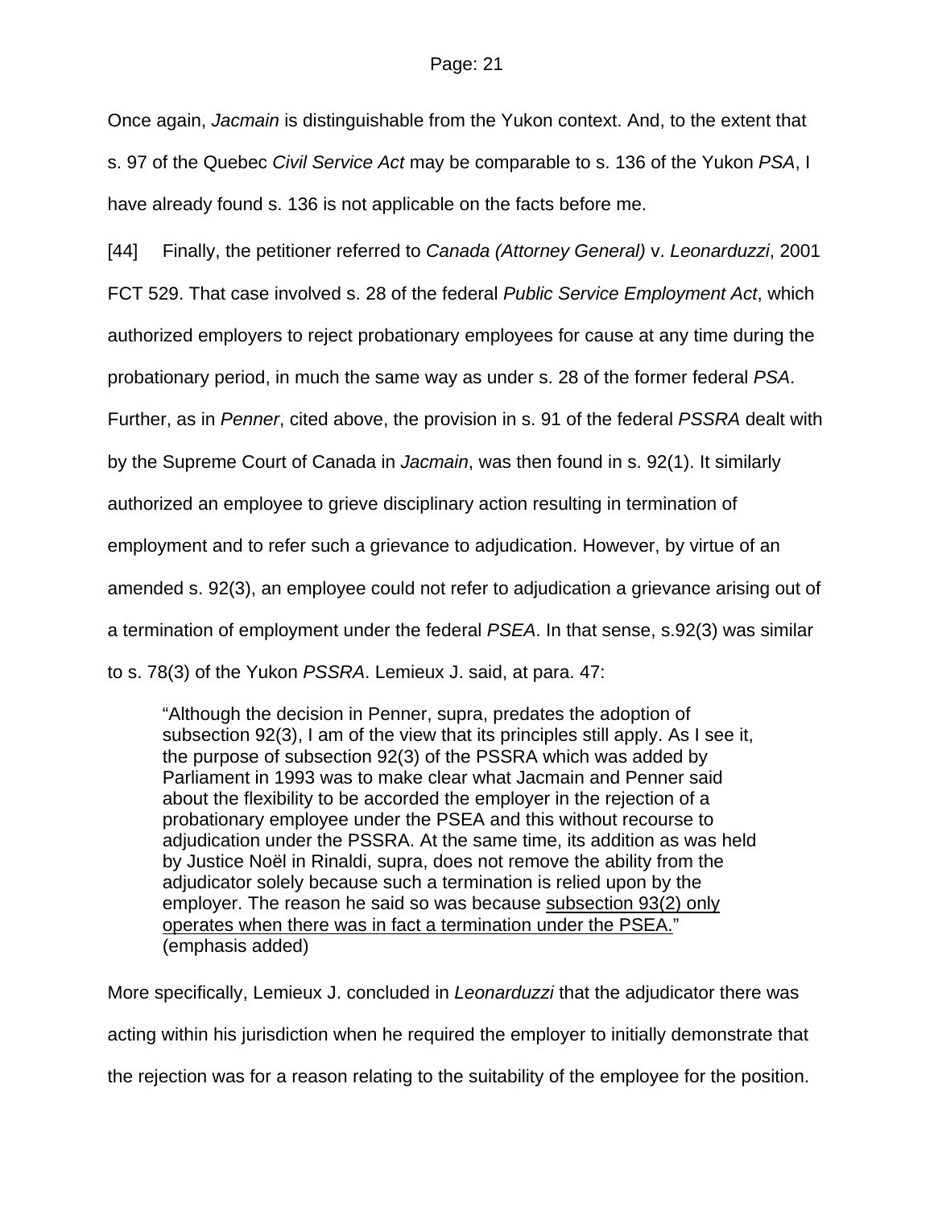Once again, *Jacmain* is distinguishable from the Yukon context. And, to the extent that s. 97 of the Quebec *Civil Service Act* may be comparable to s. 136 of the Yukon *PSA*, I have already found s. 136 is not applicable on the facts before me.

[44] Finally, the petitioner referred to *Canada (Attorney General)* v. *Leonarduzzi*, 2001 FCT 529. That case involved s. 28 of the federal *Public Service Employment Act*, which authorized employers to reject probationary employees for cause at any time during the probationary period, in much the same way as under s. 28 of the former federal *PSA*. Further, as in *Penner*, cited above, the provision in s. 91 of the federal *PSSRA* dealt with by the Supreme Court of Canada in *Jacmain*, was then found in s. 92(1). It similarly authorized an employee to grieve disciplinary action resulting in termination of employment and to refer such a grievance to adjudication. However, by virtue of an amended s. 92(3), an employee could not refer to adjudication a grievance arising out of a termination of employment under the federal *PSEA*. In that sense, s.92(3) was similar to s. 78(3) of the Yukon *PSSRA*. Lemieux J. said, at para. 47:

> "Although the decision in Penner, supra, predates the adoption of subsection 92(3), I am of the view that its principles still apply. As I see it, the purpose of subsection 92(3) of the PSSRA which was added by Parliament in 1993 was to make clear what Jacmain and Penner said about the flexibility to be accorded the employer in the rejection of a probationary employee under the PSEA and this without recourse to adjudication under the PSSRA. At the same time, its addition as was held by Justice Noël in Rinaldi, supra, does not remove the ability from the adjudicator solely because such a termination is relied upon by the employer. The reason he said so was because <u>subsection 93(2) only operates when there was in fact a termination under the PSEA.</u>" (emphasis added)

More specifically, Lemieux J. concluded in *Leonarduzzi* that the adjudicator there was acting within his jurisdiction when he required the employer to initially demonstrate that the rejection was for a reason relating to the suitability of the employee for the position.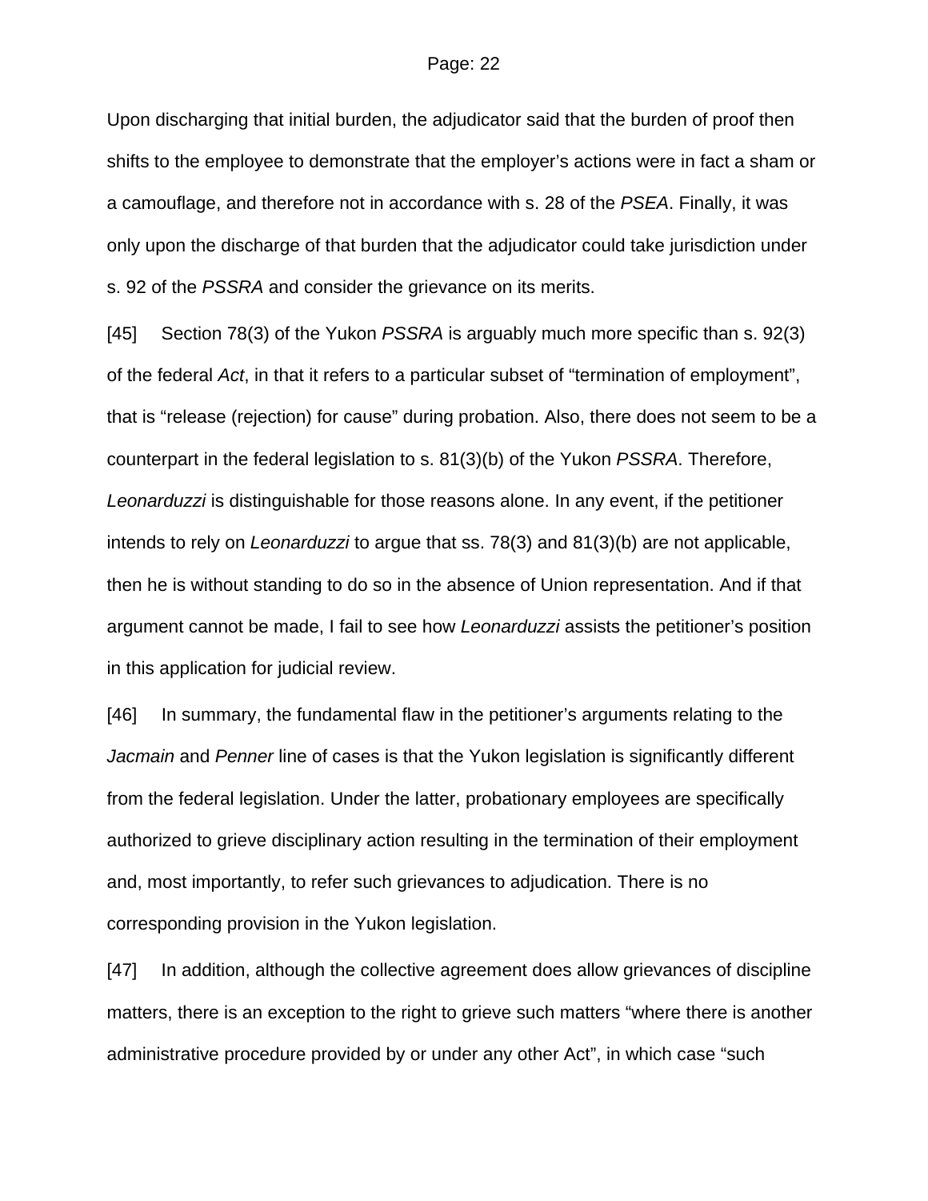Upon discharging that initial burden, the adjudicator said that the burden of proof then shifts to the employee to demonstrate that the employer's actions were in fact a sham or a camouflage, and therefore not in accordance with s. 28 of the *PSEA*. Finally, it was only upon the discharge of that burden that the adjudicator could take jurisdiction under s. 92 of the *PSSRA* and consider the grievance on its merits.

[45] Section 78(3) of the Yukon *PSSRA* is arguably much more specific than s. 92(3) of the federal *Act*, in that it refers to a particular subset of "termination of employment", that is "release (rejection) for cause" during probation. Also, there does not seem to be a counterpart in the federal legislation to s. 81(3)(b) of the Yukon *PSSRA*. Therefore, *Leonarduzzi* is distinguishable for those reasons alone. In any event, if the petitioner intends to rely on *Leonarduzzi* to argue that ss. 78(3) and 81(3)(b) are not applicable, then he is without standing to do so in the absence of Union representation. And if that argument cannot be made, I fail to see how *Leonarduzzi* assists the petitioner's position in this application for judicial review.

[46] In summary, the fundamental flaw in the petitioner's arguments relating to the *Jacmain* and *Penner* line of cases is that the Yukon legislation is significantly different from the federal legislation. Under the latter, probationary employees are specifically authorized to grieve disciplinary action resulting in the termination of their employment and, most importantly, to refer such grievances to adjudication. There is no corresponding provision in the Yukon legislation.

[47] In addition, although the collective agreement does allow grievances of discipline matters, there is an exception to the right to grieve such matters "where there is another administrative procedure provided by or under any other Act", in which case "such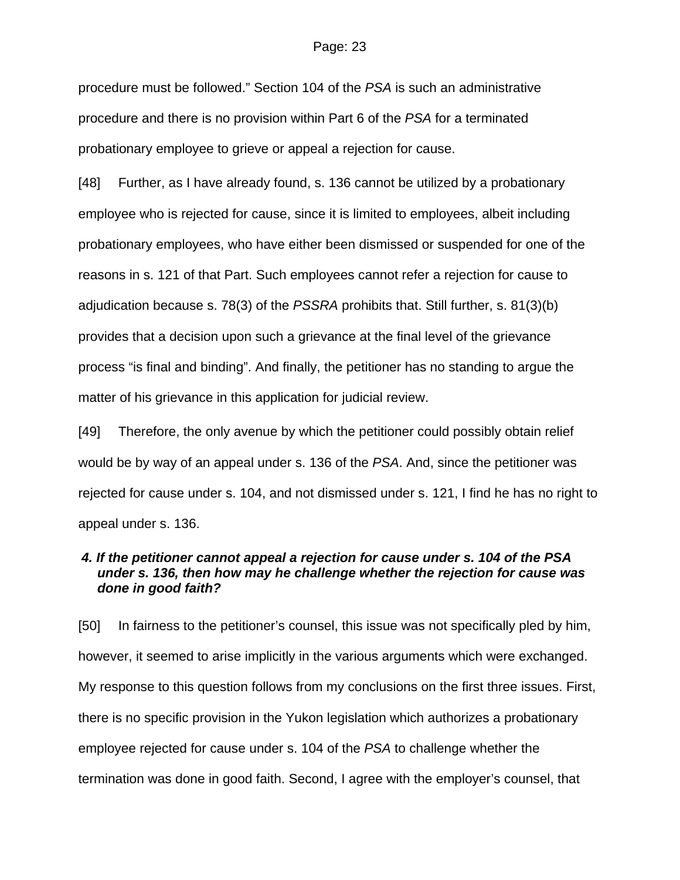procedure must be followed." Section 104 of the *PSA* is such an administrative procedure and there is no provision within Part 6 of the *PSA* for a terminated probationary employee to grieve or appeal a rejection for cause.

[48] Further, as I have already found, s. 136 cannot be utilized by a probationary employee who is rejected for cause, since it is limited to employees, albeit including probationary employees, who have either been dismissed or suspended for one of the reasons in s. 121 of that Part. Such employees cannot refer a rejection for cause to adjudication because s. 78(3) of the *PSSRA* prohibits that. Still further, s. 81(3)(b) provides that a decision upon such a grievance at the final level of the grievance process "is final and binding". And finally, the petitioner has no standing to argue the matter of his grievance in this application for judicial review.

[49] Therefore, the only avenue by which the petitioner could possibly obtain relief would be by way of an appeal under s. 136 of the *PSA*. And, since the petitioner was rejected for cause under s. 104, and not dismissed under s. 121, I find he has no right to appeal under s. 136.

***4. If the petitioner cannot appeal a rejection for cause under s. 104 of the PSA under s. 136, then how may he challenge whether the rejection for cause was done in good faith?***

[50] In fairness to the petitioner's counsel, this issue was not specifically pled by him, however, it seemed to arise implicitly in the various arguments which were exchanged. My response to this question follows from my conclusions on the first three issues. First, there is no specific provision in the Yukon legislation which authorizes a probationary employee rejected for cause under s. 104 of the *PSA* to challenge whether the termination was done in good faith. Second, I agree with the employer's counsel, that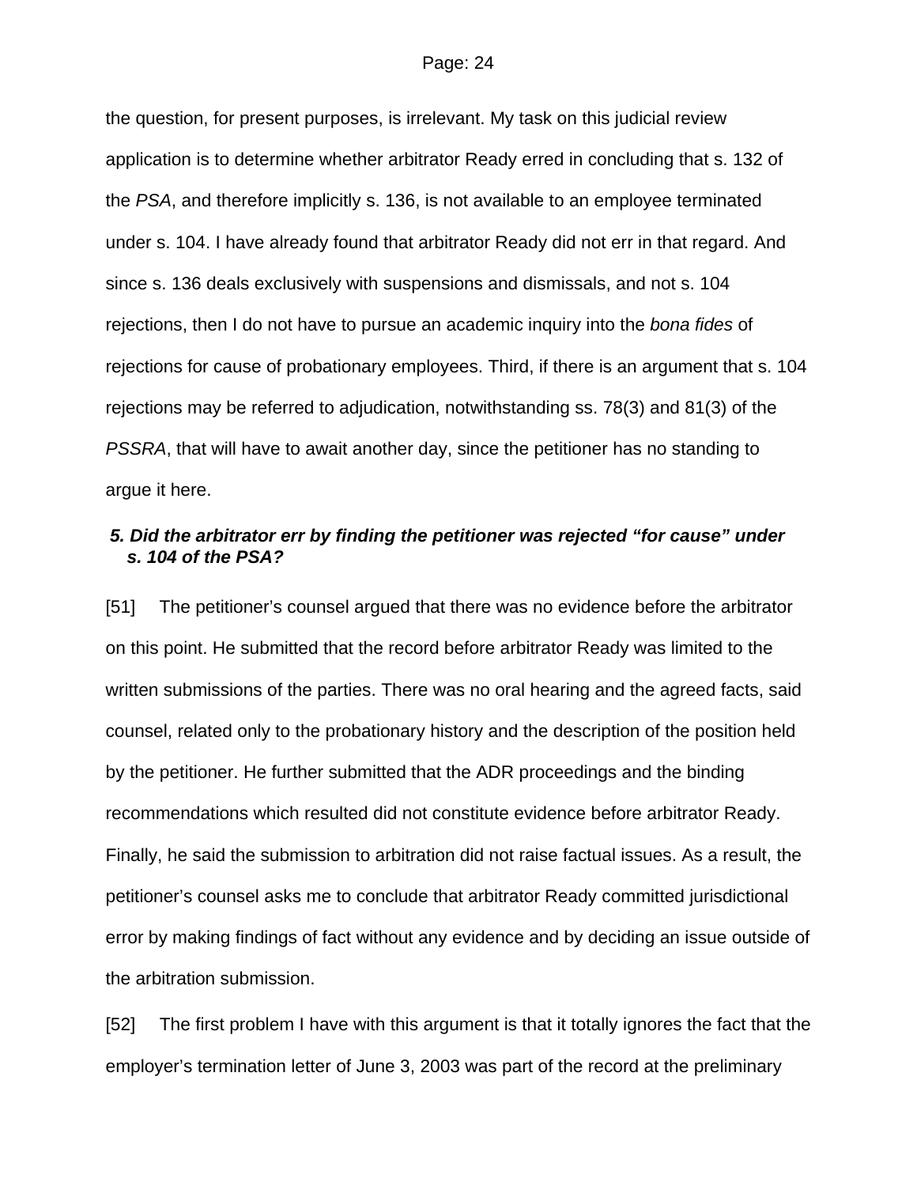the question, for present purposes, is irrelevant. My task on this judicial review application is to determine whether arbitrator Ready erred in concluding that s. 132 of the *PSA*, and therefore implicitly s. 136, is not available to an employee terminated under s. 104. I have already found that arbitrator Ready did not err in that regard. And since s. 136 deals exclusively with suspensions and dismissals, and not s. 104 rejections, then I do not have to pursue an academic inquiry into the *bona fides* of rejections for cause of probationary employees. Third, if there is an argument that s. 104 rejections may be referred to adjudication, notwithstanding ss. 78(3) and 81(3) of the *PSSRA*, that will have to await another day, since the petitioner has no standing to argue it here.

### *5. Did the arbitrator err by finding the petitioner was rejected "for cause" under s. 104 of the PSA?*

[51] The petitioner's counsel argued that there was no evidence before the arbitrator on this point. He submitted that the record before arbitrator Ready was limited to the written submissions of the parties. There was no oral hearing and the agreed facts, said counsel, related only to the probationary history and the description of the position held by the petitioner. He further submitted that the ADR proceedings and the binding recommendations which resulted did not constitute evidence before arbitrator Ready. Finally, he said the submission to arbitration did not raise factual issues. As a result, the petitioner's counsel asks me to conclude that arbitrator Ready committed jurisdictional error by making findings of fact without any evidence and by deciding an issue outside of the arbitration submission.

[52] The first problem I have with this argument is that it totally ignores the fact that the employer's termination letter of June 3, 2003 was part of the record at the preliminary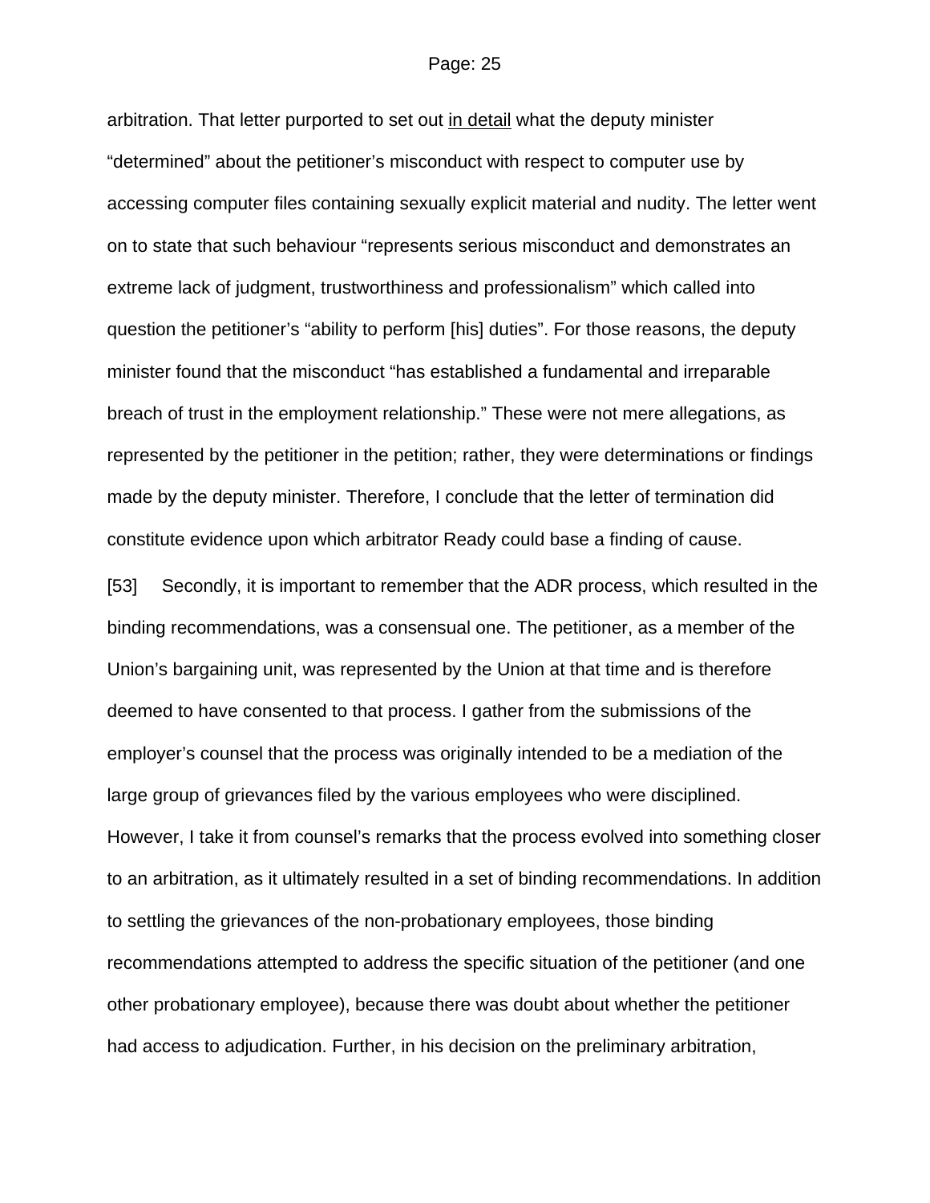arbitration. That letter purported to set out <u>in detail</u> what the deputy minister "determined" about the petitioner's misconduct with respect to computer use by accessing computer files containing sexually explicit material and nudity. The letter went on to state that such behaviour "represents serious misconduct and demonstrates an extreme lack of judgment, trustworthiness and professionalism" which called into question the petitioner's "ability to perform [his] duties". For those reasons, the deputy minister found that the misconduct "has established a fundamental and irreparable breach of trust in the employment relationship." These were not mere allegations, as represented by the petitioner in the petition; rather, they were determinations or findings made by the deputy minister. Therefore, I conclude that the letter of termination did constitute evidence upon which arbitrator Ready could base a finding of cause.

[53] Secondly, it is important to remember that the ADR process, which resulted in the binding recommendations, was a consensual one. The petitioner, as a member of the Union's bargaining unit, was represented by the Union at that time and is therefore deemed to have consented to that process. I gather from the submissions of the employer's counsel that the process was originally intended to be a mediation of the large group of grievances filed by the various employees who were disciplined. However, I take it from counsel's remarks that the process evolved into something closer to an arbitration, as it ultimately resulted in a set of binding recommendations. In addition to settling the grievances of the non-probationary employees, those binding recommendations attempted to address the specific situation of the petitioner (and one other probationary employee), because there was doubt about whether the petitioner had access to adjudication. Further, in his decision on the preliminary arbitration,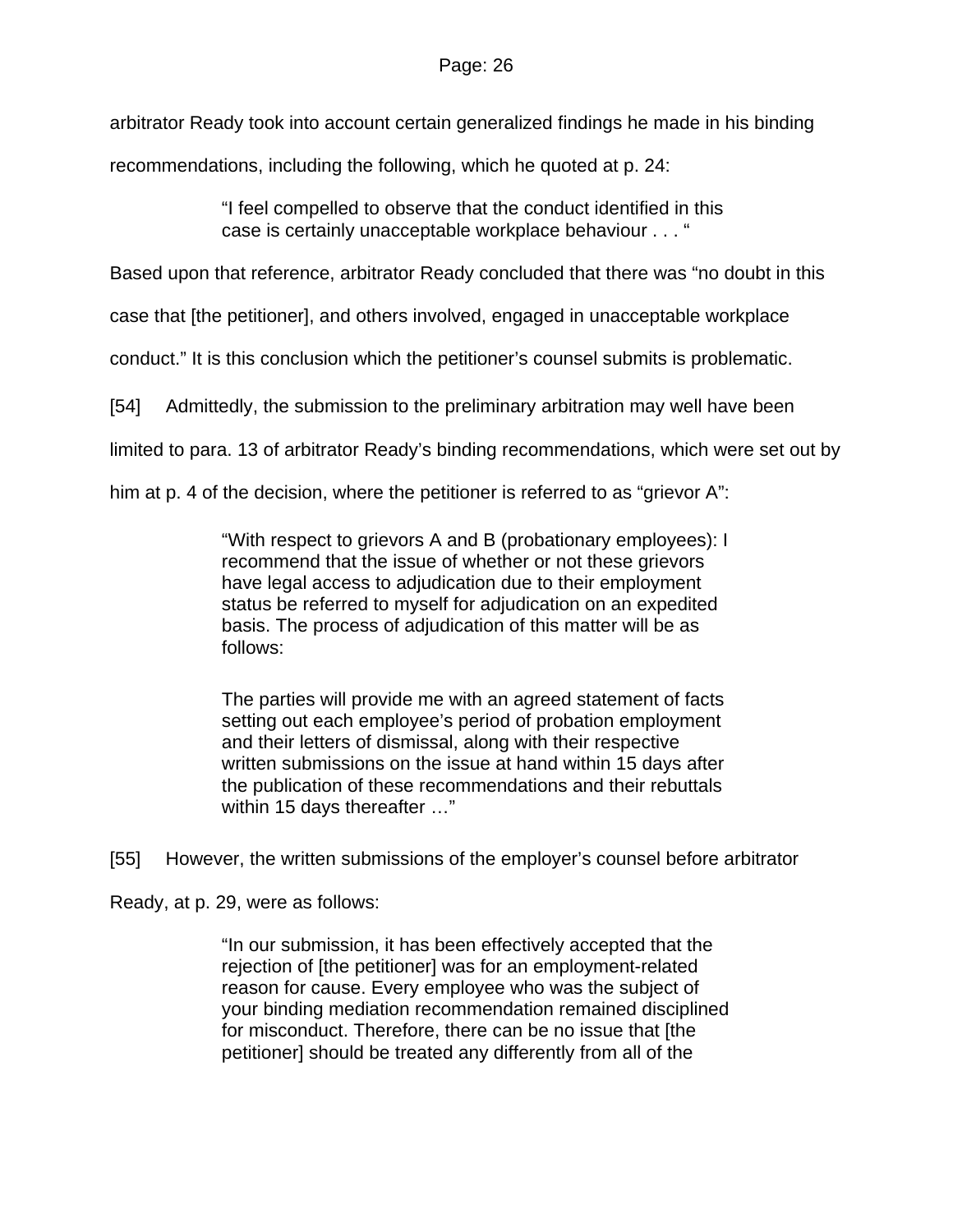arbitrator Ready took into account certain generalized findings he made in his binding recommendations, including the following, which he quoted at p. 24:

> "I feel compelled to observe that the conduct identified in this case is certainly unacceptable workplace behaviour . . . "

Based upon that reference, arbitrator Ready concluded that there was "no doubt in this case that [the petitioner], and others involved, engaged in unacceptable workplace conduct." It is this conclusion which the petitioner's counsel submits is problematic.

[54] Admittedly, the submission to the preliminary arbitration may well have been limited to para. 13 of arbitrator Ready's binding recommendations, which were set out by him at p. 4 of the decision, where the petitioner is referred to as "grievor A":

> "With respect to grievors A and B (probationary employees): I recommend that the issue of whether or not these grievors have legal access to adjudication due to their employment status be referred to myself for adjudication on an expedited basis. The process of adjudication of this matter will be as follows:
>
> The parties will provide me with an agreed statement of facts setting out each employee's period of probation employment and their letters of dismissal, along with their respective written submissions on the issue at hand within 15 days after the publication of these recommendations and their rebuttals within 15 days thereafter …"

[55] However, the written submissions of the employer's counsel before arbitrator Ready, at p. 29, were as follows:

> "In our submission, it has been effectively accepted that the rejection of [the petitioner] was for an employment-related reason for cause. Every employee who was the subject of your binding mediation recommendation remained disciplined for misconduct. Therefore, there can be no issue that [the petitioner] should be treated any differently from all of the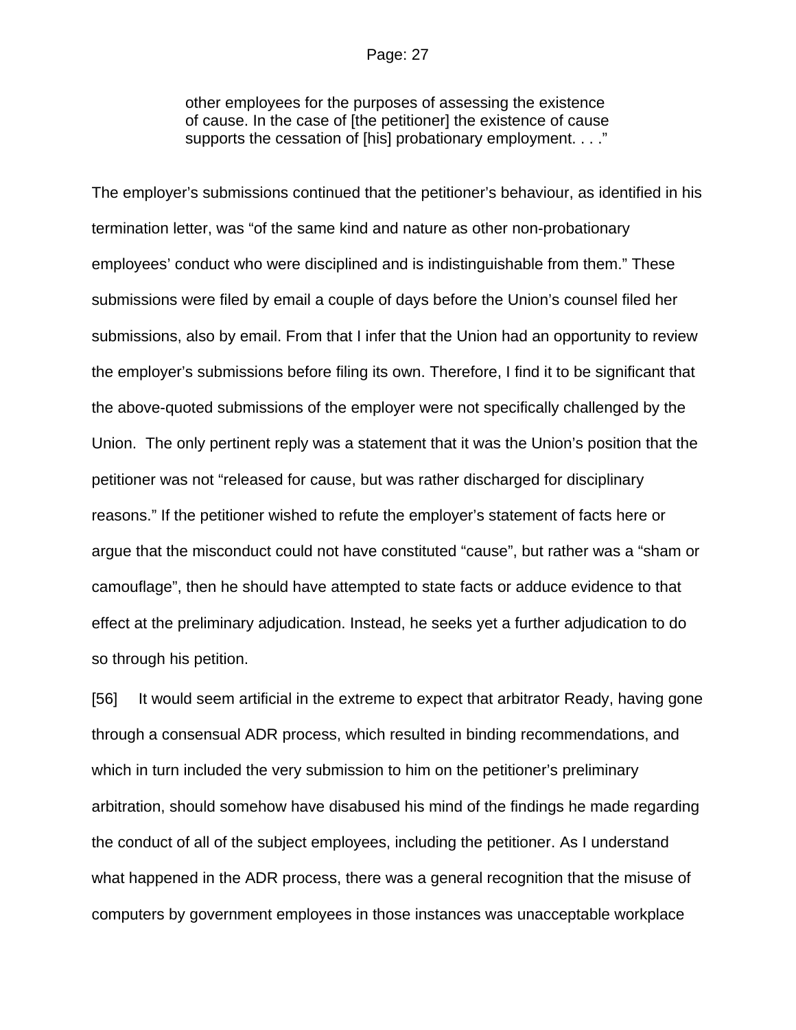> other employees for the purposes of assessing the existence of cause. In the case of [the petitioner] the existence of cause supports the cessation of [his] probationary employment. . . ."

The employer's submissions continued that the petitioner's behaviour, as identified in his termination letter, was "of the same kind and nature as other non-probationary employees' conduct who were disciplined and is indistinguishable from them." These submissions were filed by email a couple of days before the Union's counsel filed her submissions, also by email. From that I infer that the Union had an opportunity to review the employer's submissions before filing its own. Therefore, I find it to be significant that the above-quoted submissions of the employer were not specifically challenged by the Union. The only pertinent reply was a statement that it was the Union's position that the petitioner was not "released for cause, but was rather discharged for disciplinary reasons." If the petitioner wished to refute the employer's statement of facts here or argue that the misconduct could not have constituted "cause", but rather was a "sham or camouflage", then he should have attempted to state facts or adduce evidence to that effect at the preliminary adjudication. Instead, he seeks yet a further adjudication to do so through his petition.

[56] It would seem artificial in the extreme to expect that arbitrator Ready, having gone through a consensual ADR process, which resulted in binding recommendations, and which in turn included the very submission to him on the petitioner's preliminary arbitration, should somehow have disabused his mind of the findings he made regarding the conduct of all of the subject employees, including the petitioner. As I understand what happened in the ADR process, there was a general recognition that the misuse of computers by government employees in those instances was unacceptable workplace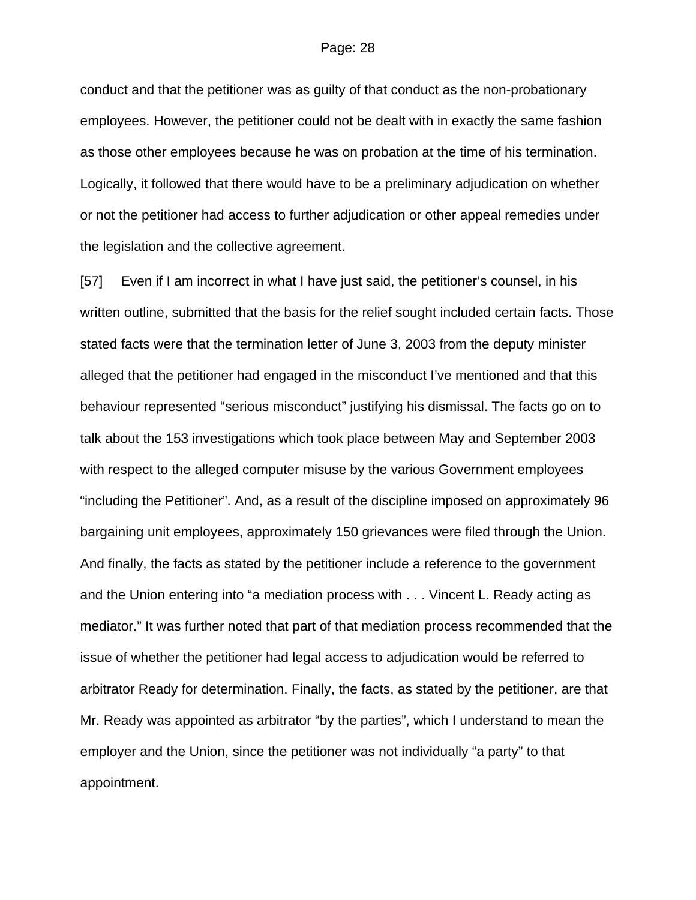conduct and that the petitioner was as guilty of that conduct as the non-probationary employees. However, the petitioner could not be dealt with in exactly the same fashion as those other employees because he was on probation at the time of his termination. Logically, it followed that there would have to be a preliminary adjudication on whether or not the petitioner had access to further adjudication or other appeal remedies under the legislation and the collective agreement.

[57] Even if I am incorrect in what I have just said, the petitioner's counsel, in his written outline, submitted that the basis for the relief sought included certain facts. Those stated facts were that the termination letter of June 3, 2003 from the deputy minister alleged that the petitioner had engaged in the misconduct I've mentioned and that this behaviour represented "serious misconduct" justifying his dismissal. The facts go on to talk about the 153 investigations which took place between May and September 2003 with respect to the alleged computer misuse by the various Government employees "including the Petitioner". And, as a result of the discipline imposed on approximately 96 bargaining unit employees, approximately 150 grievances were filed through the Union. And finally, the facts as stated by the petitioner include a reference to the government and the Union entering into "a mediation process with . . . Vincent L. Ready acting as mediator." It was further noted that part of that mediation process recommended that the issue of whether the petitioner had legal access to adjudication would be referred to arbitrator Ready for determination. Finally, the facts, as stated by the petitioner, are that Mr. Ready was appointed as arbitrator "by the parties", which I understand to mean the employer and the Union, since the petitioner was not individually "a party" to that appointment.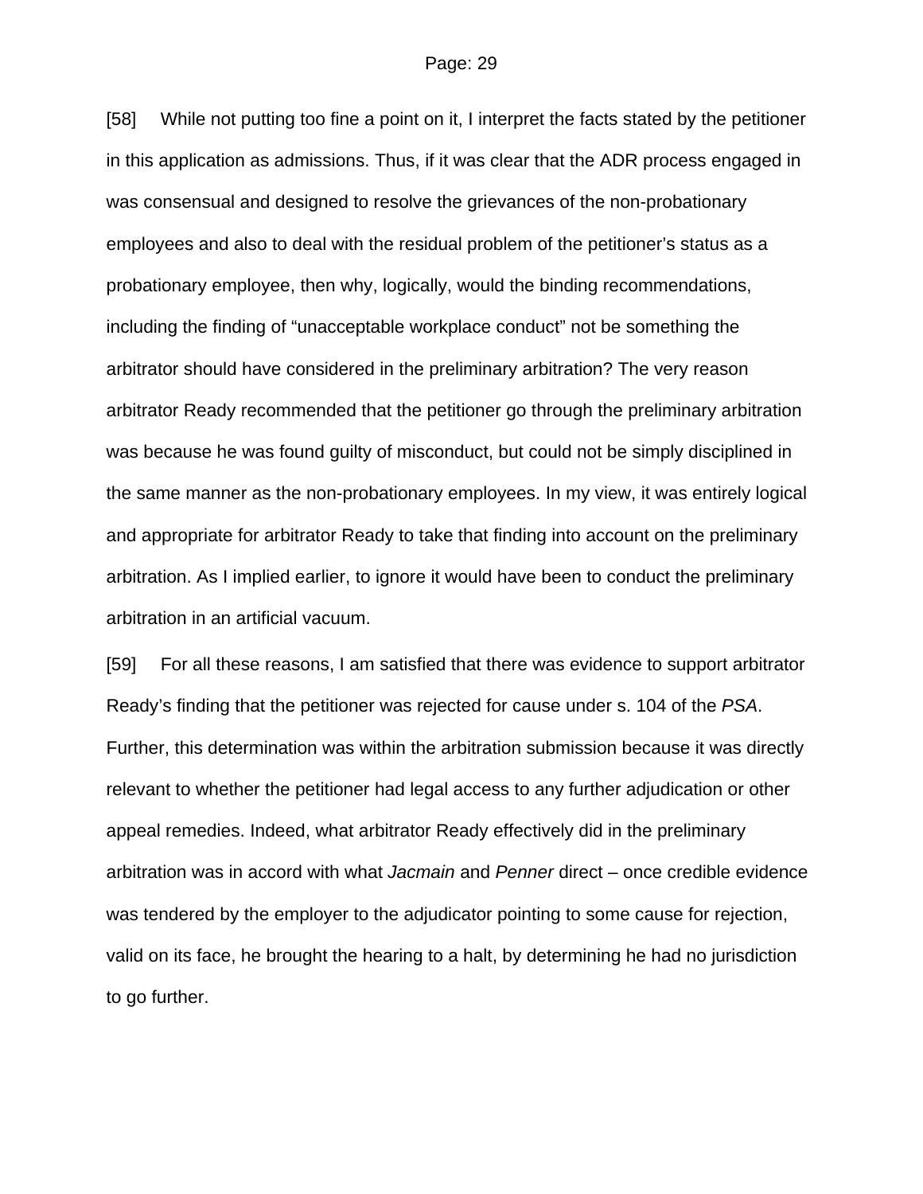[58] While not putting too fine a point on it, I interpret the facts stated by the petitioner in this application as admissions. Thus, if it was clear that the ADR process engaged in was consensual and designed to resolve the grievances of the non-probationary employees and also to deal with the residual problem of the petitioner's status as a probationary employee, then why, logically, would the binding recommendations, including the finding of "unacceptable workplace conduct" not be something the arbitrator should have considered in the preliminary arbitration? The very reason arbitrator Ready recommended that the petitioner go through the preliminary arbitration was because he was found guilty of misconduct, but could not be simply disciplined in the same manner as the non-probationary employees. In my view, it was entirely logical and appropriate for arbitrator Ready to take that finding into account on the preliminary arbitration. As I implied earlier, to ignore it would have been to conduct the preliminary arbitration in an artificial vacuum.

[59] For all these reasons, I am satisfied that there was evidence to support arbitrator Ready's finding that the petitioner was rejected for cause under s. 104 of the *PSA*. Further, this determination was within the arbitration submission because it was directly relevant to whether the petitioner had legal access to any further adjudication or other appeal remedies. Indeed, what arbitrator Ready effectively did in the preliminary arbitration was in accord with what *Jacmain* and *Penner* direct – once credible evidence was tendered by the employer to the adjudicator pointing to some cause for rejection, valid on its face, he brought the hearing to a halt, by determining he had no jurisdiction to go further.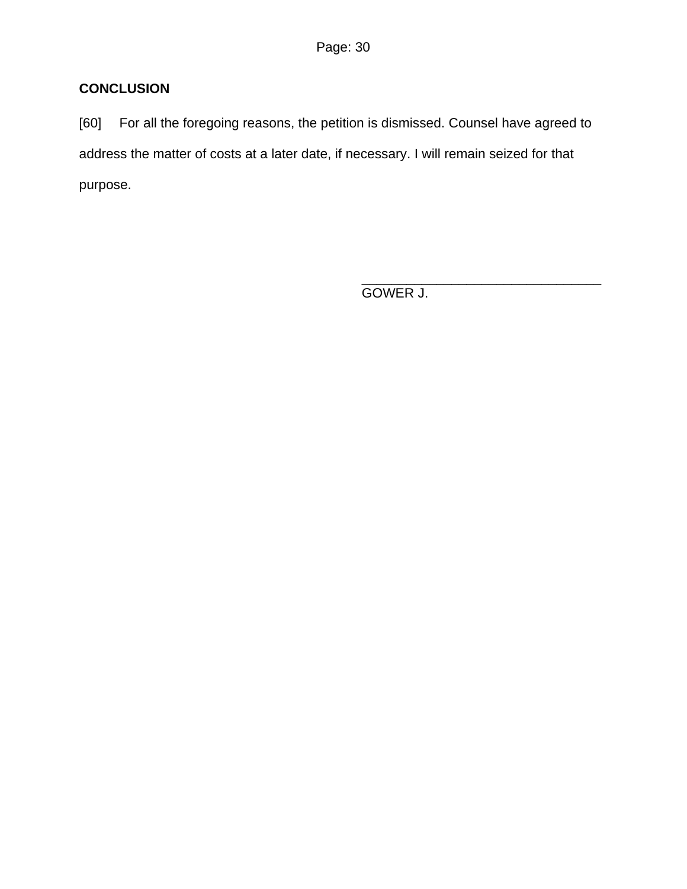**CONCLUSION**

[60] For all the foregoing reasons, the petition is dismissed. Counsel have agreed to address the matter of costs at a later date, if necessary. I will remain seized for that purpose.

\_\_\_\_\_\_\_\_\_\_\_\_\_\_\_\_\_\_\_\_\_\_\_\_\_\_\_\_\_\_\_\_
GOWER J.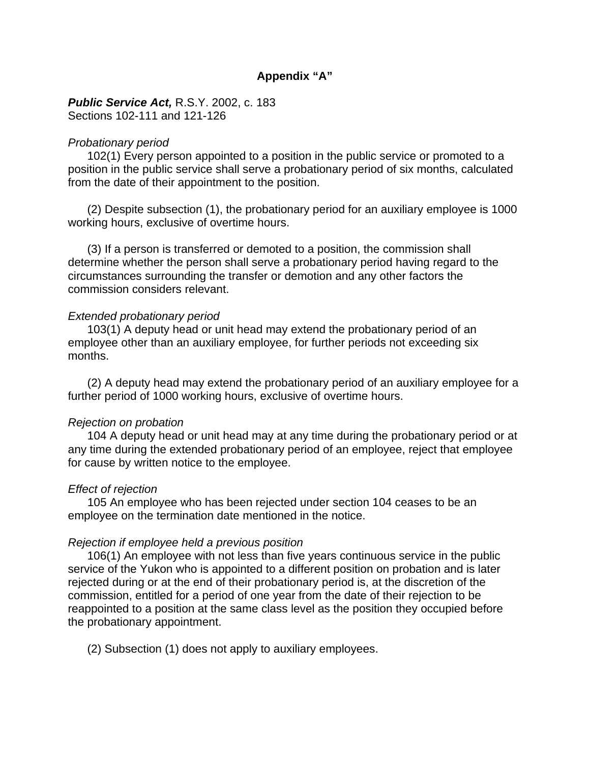## Appendix "A"

***Public Service Act,*** R.S.Y. 2002, c. 183
Sections 102-111 and 121-126

*Probationary period*

102(1) Every person appointed to a position in the public service or promoted to a position in the public service shall serve a probationary period of six months, calculated from the date of their appointment to the position.

(2) Despite subsection (1), the probationary period for an auxiliary employee is 1000 working hours, exclusive of overtime hours.

(3) If a person is transferred or demoted to a position, the commission shall determine whether the person shall serve a probationary period having regard to the circumstances surrounding the transfer or demotion and any other factors the commission considers relevant.

*Extended probationary period*

103(1) A deputy head or unit head may extend the probationary period of an employee other than an auxiliary employee, for further periods not exceeding six months.

(2) A deputy head may extend the probationary period of an auxiliary employee for a further period of 1000 working hours, exclusive of overtime hours.

*Rejection on probation*

104 A deputy head or unit head may at any time during the probationary period or at any time during the extended probationary period of an employee, reject that employee for cause by written notice to the employee.

*Effect of rejection*

105 An employee who has been rejected under section 104 ceases to be an employee on the termination date mentioned in the notice.

*Rejection if employee held a previous position*

106(1) An employee with not less than five years continuous service in the public service of the Yukon who is appointed to a different position on probation and is later rejected during or at the end of their probationary period is, at the discretion of the commission, entitled for a period of one year from the date of their rejection to be reappointed to a position at the same class level as the position they occupied before the probationary appointment.

(2) Subsection (1) does not apply to auxiliary employees.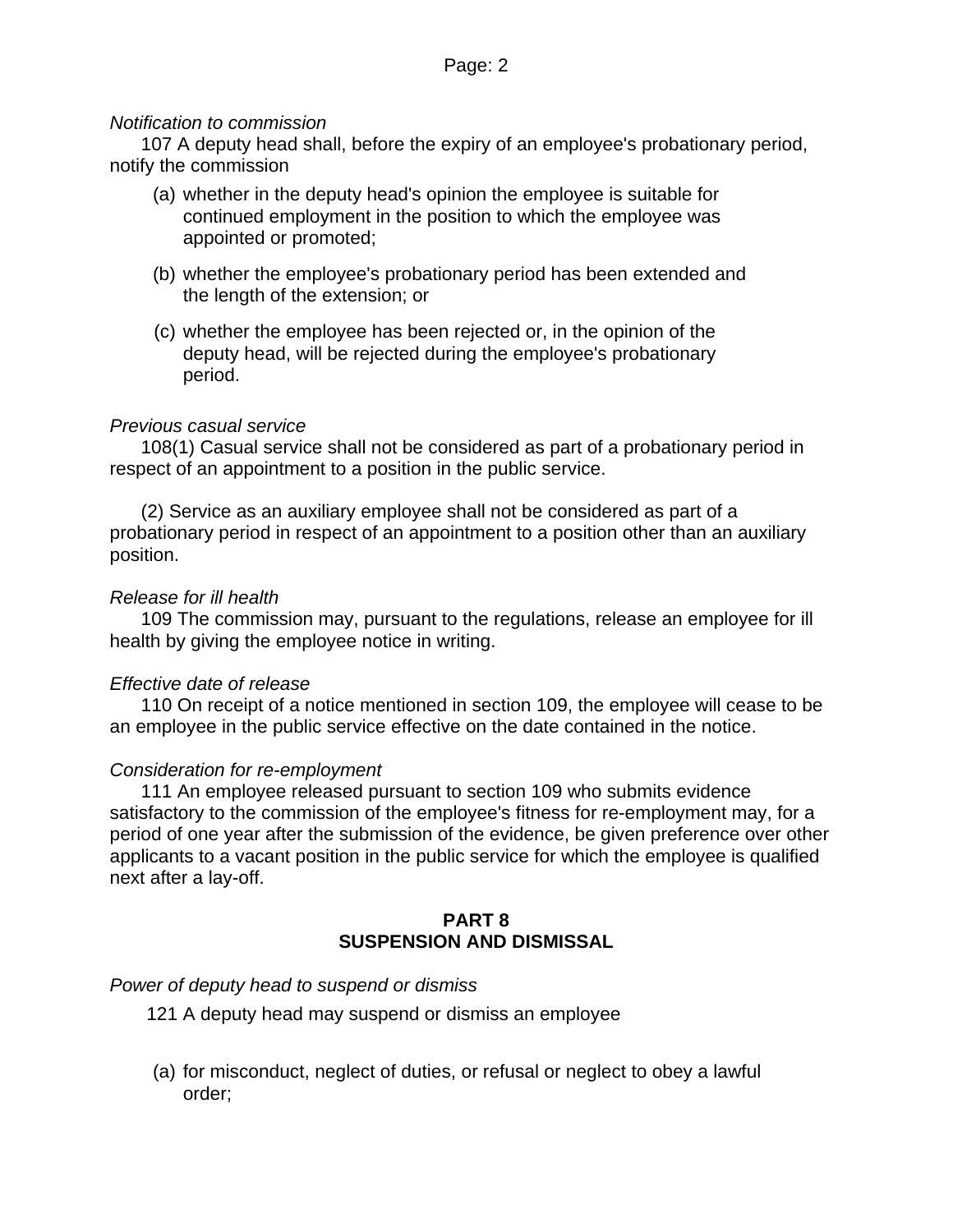*Notification to commission*

107 A deputy head shall, before the expiry of an employee's probationary period, notify the commission

(a) whether in the deputy head's opinion the employee is suitable for continued employment in the position to which the employee was appointed or promoted;

(b) whether the employee's probationary period has been extended and the length of the extension; or

(c) whether the employee has been rejected or, in the opinion of the deputy head, will be rejected during the employee's probationary period.

*Previous casual service*

108(1) Casual service shall not be considered as part of a probationary period in respect of an appointment to a position in the public service.

(2) Service as an auxiliary employee shall not be considered as part of a probationary period in respect of an appointment to a position other than an auxiliary position.

*Release for ill health*

109 The commission may, pursuant to the regulations, release an employee for ill health by giving the employee notice in writing.

*Effective date of release*

110 On receipt of a notice mentioned in section 109, the employee will cease to be an employee in the public service effective on the date contained in the notice.

*Consideration for re-employment*

111 An employee released pursuant to section 109 who submits evidence satisfactory to the commission of the employee's fitness for re-employment may, for a period of one year after the submission of the evidence, be given preference over other applicants to a vacant position in the public service for which the employee is qualified next after a lay-off.

## PART 8
## SUSPENSION AND DISMISSAL

*Power of deputy head to suspend or dismiss*

121 A deputy head may suspend or dismiss an employee

(a) for misconduct, neglect of duties, or refusal or neglect to obey a lawful order;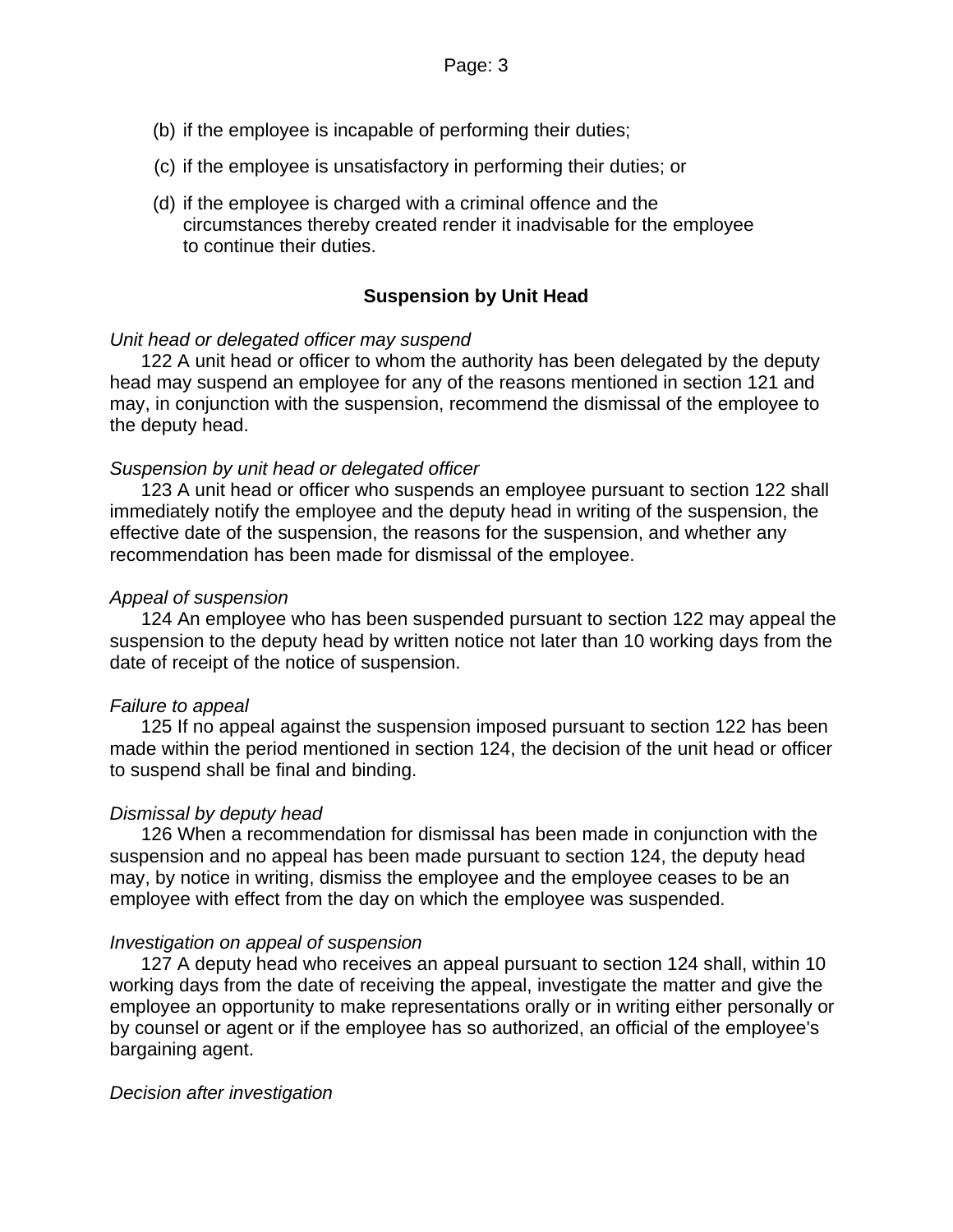(b) if the employee is incapable of performing their duties;

(c) if the employee is unsatisfactory in performing their duties; or

(d) if the employee is charged with a criminal offence and the circumstances thereby created render it inadvisable for the employee to continue their duties.

### Suspension by Unit Head

*Unit head or delegated officer may suspend*

122 A unit head or officer to whom the authority has been delegated by the deputy head may suspend an employee for any of the reasons mentioned in section 121 and may, in conjunction with the suspension, recommend the dismissal of the employee to the deputy head.

*Suspension by unit head or delegated officer*

123 A unit head or officer who suspends an employee pursuant to section 122 shall immediately notify the employee and the deputy head in writing of the suspension, the effective date of the suspension, the reasons for the suspension, and whether any recommendation has been made for dismissal of the employee.

*Appeal of suspension*

124 An employee who has been suspended pursuant to section 122 may appeal the suspension to the deputy head by written notice not later than 10 working days from the date of receipt of the notice of suspension.

*Failure to appeal*

125 If no appeal against the suspension imposed pursuant to section 122 has been made within the period mentioned in section 124, the decision of the unit head or officer to suspend shall be final and binding.

*Dismissal by deputy head*

126 When a recommendation for dismissal has been made in conjunction with the suspension and no appeal has been made pursuant to section 124, the deputy head may, by notice in writing, dismiss the employee and the employee ceases to be an employee with effect from the day on which the employee was suspended.

*Investigation on appeal of suspension*

127 A deputy head who receives an appeal pursuant to section 124 shall, within 10 working days from the date of receiving the appeal, investigate the matter and give the employee an opportunity to make representations orally or in writing either personally or by counsel or agent or if the employee has so authorized, an official of the employee's bargaining agent.

*Decision after investigation*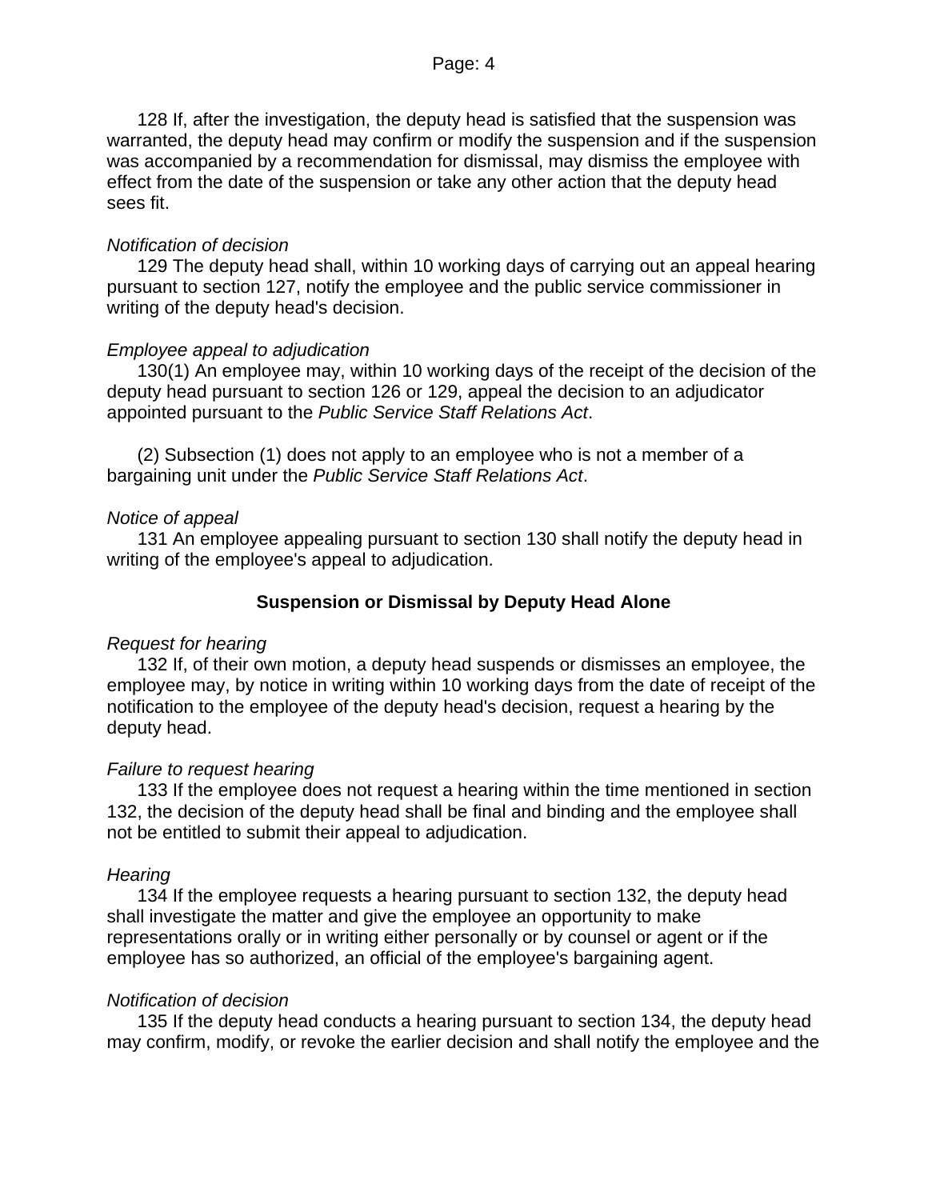128 If, after the investigation, the deputy head is satisfied that the suspension was warranted, the deputy head may confirm or modify the suspension and if the suspension was accompanied by a recommendation for dismissal, may dismiss the employee with effect from the date of the suspension or take any other action that the deputy head sees fit.

*Notification of decision*

129 The deputy head shall, within 10 working days of carrying out an appeal hearing pursuant to section 127, notify the employee and the public service commissioner in writing of the deputy head's decision.

*Employee appeal to adjudication*

130(1) An employee may, within 10 working days of the receipt of the decision of the deputy head pursuant to section 126 or 129, appeal the decision to an adjudicator appointed pursuant to the *Public Service Staff Relations Act*.

(2) Subsection (1) does not apply to an employee who is not a member of a bargaining unit under the *Public Service Staff Relations Act*.

*Notice of appeal*

131 An employee appealing pursuant to section 130 shall notify the deputy head in writing of the employee's appeal to adjudication.

### Suspension or Dismissal by Deputy Head Alone

*Request for hearing*

132 If, of their own motion, a deputy head suspends or dismisses an employee, the employee may, by notice in writing within 10 working days from the date of receipt of the notification to the employee of the deputy head's decision, request a hearing by the deputy head.

*Failure to request hearing*

133 If the employee does not request a hearing within the time mentioned in section 132, the decision of the deputy head shall be final and binding and the employee shall not be entitled to submit their appeal to adjudication.

*Hearing*

134 If the employee requests a hearing pursuant to section 132, the deputy head shall investigate the matter and give the employee an opportunity to make representations orally or in writing either personally or by counsel or agent or if the employee has so authorized, an official of the employee's bargaining agent.

*Notification of decision*

135 If the deputy head conducts a hearing pursuant to section 134, the deputy head may confirm, modify, or revoke the earlier decision and shall notify the employee and the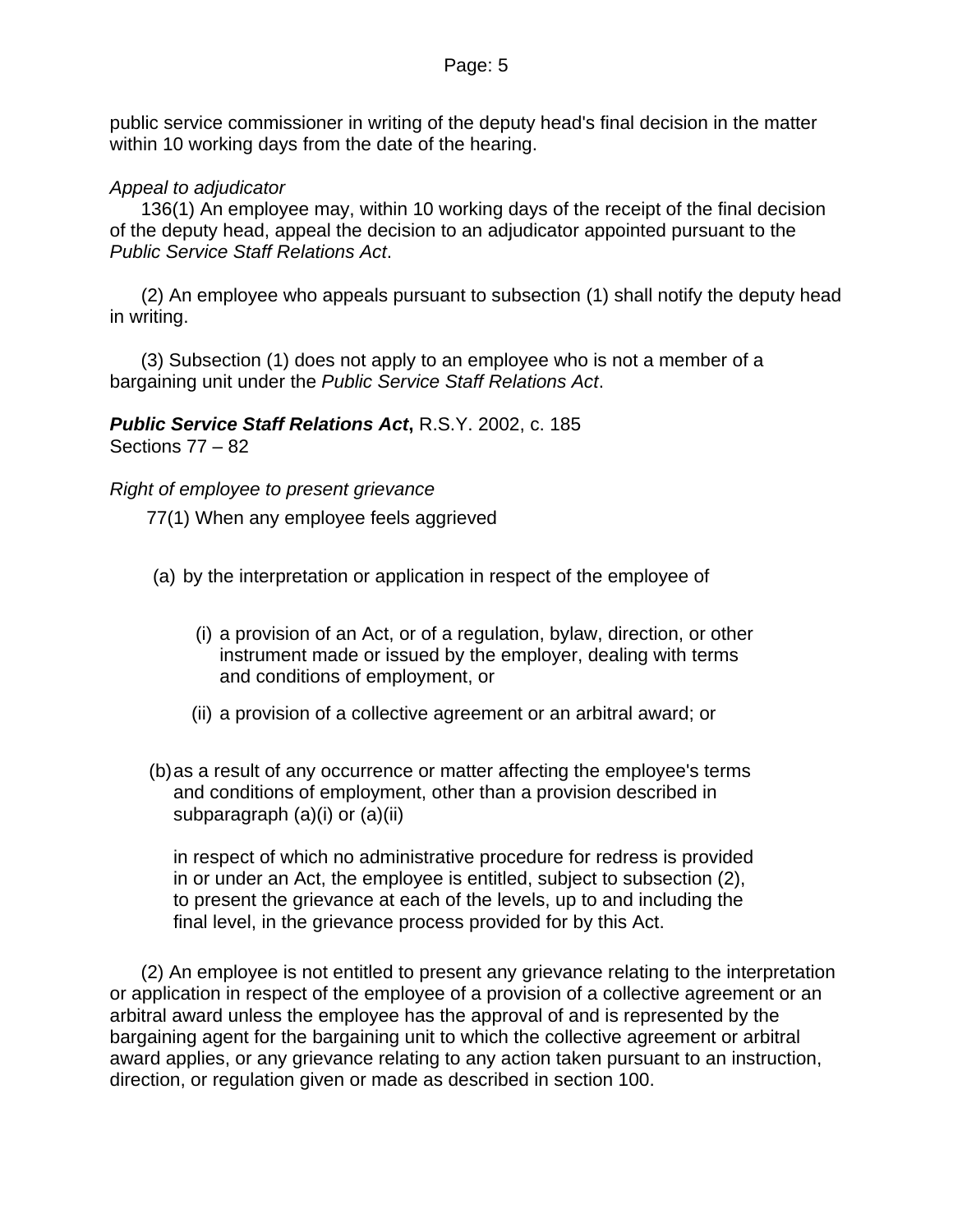public service commissioner in writing of the deputy head's final decision in the matter within 10 working days from the date of the hearing.

*Appeal to adjudicator*

136(1) An employee may, within 10 working days of the receipt of the final decision of the deputy head, appeal the decision to an adjudicator appointed pursuant to the *Public Service Staff Relations Act*.

(2) An employee who appeals pursuant to subsection (1) shall notify the deputy head in writing.

(3) Subsection (1) does not apply to an employee who is not a member of a bargaining unit under the *Public Service Staff Relations Act*.

***Public Service Staff Relations Act*,** R.S.Y. 2002, c. 185
Sections 77 – 82

*Right of employee to present grievance*

77(1) When any employee feels aggrieved

(a) by the interpretation or application in respect of the employee of

(i) a provision of an Act, or of a regulation, bylaw, direction, or other instrument made or issued by the employer, dealing with terms and conditions of employment, or

(ii) a provision of a collective agreement or an arbitral award; or

(b) as a result of any occurrence or matter affecting the employee's terms and conditions of employment, other than a provision described in subparagraph (a)(i) or (a)(ii)

in respect of which no administrative procedure for redress is provided in or under an Act, the employee is entitled, subject to subsection (2), to present the grievance at each of the levels, up to and including the final level, in the grievance process provided for by this Act.

(2) An employee is not entitled to present any grievance relating to the interpretation or application in respect of the employee of a provision of a collective agreement or an arbitral award unless the employee has the approval of and is represented by the bargaining agent for the bargaining unit to which the collective agreement or arbitral award applies, or any grievance relating to any action taken pursuant to an instruction, direction, or regulation given or made as described in section 100.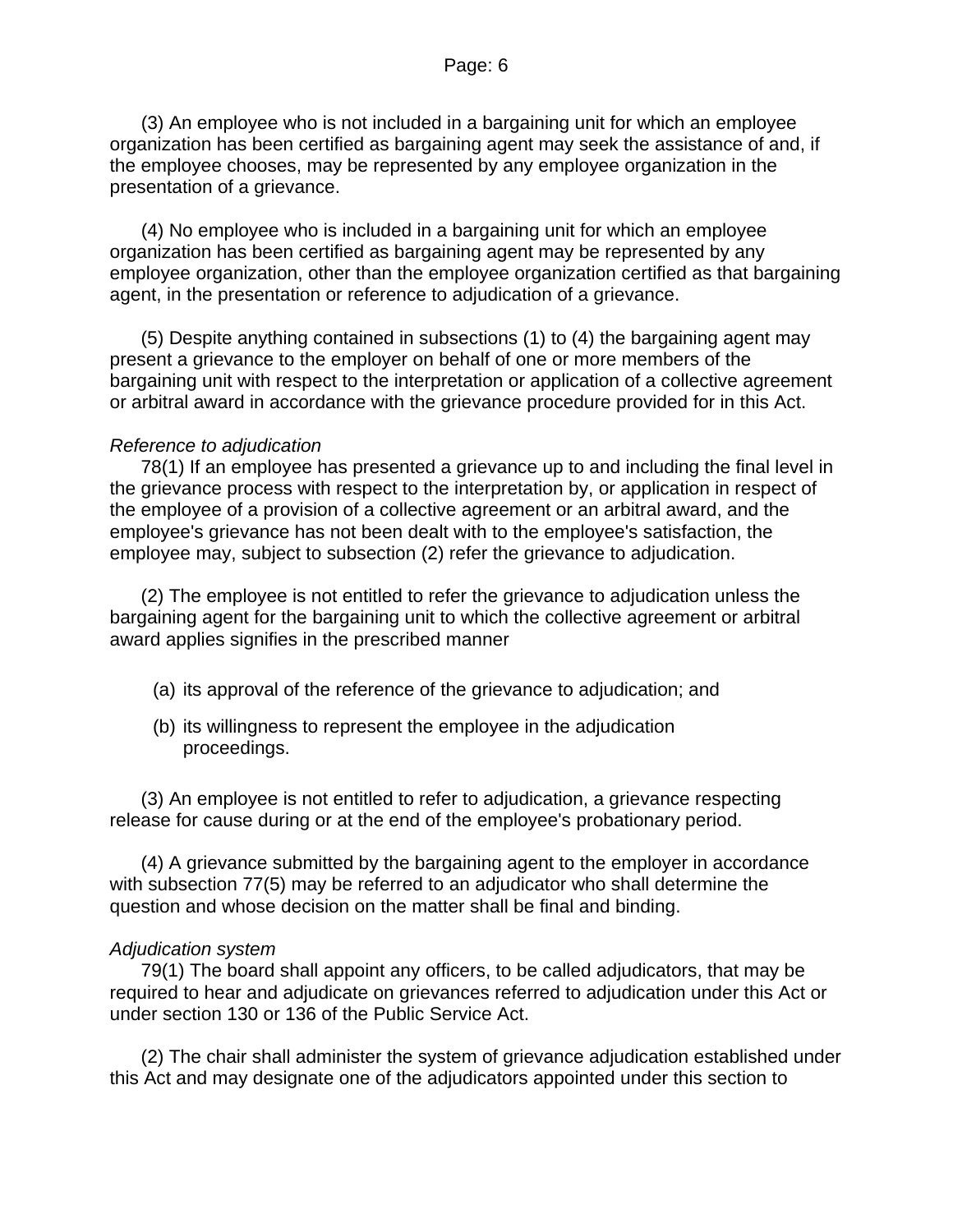(3) An employee who is not included in a bargaining unit for which an employee organization has been certified as bargaining agent may seek the assistance of and, if the employee chooses, may be represented by any employee organization in the presentation of a grievance.

(4) No employee who is included in a bargaining unit for which an employee organization has been certified as bargaining agent may be represented by any employee organization, other than the employee organization certified as that bargaining agent, in the presentation or reference to adjudication of a grievance.

(5) Despite anything contained in subsections (1) to (4) the bargaining agent may present a grievance to the employer on behalf of one or more members of the bargaining unit with respect to the interpretation or application of a collective agreement or arbitral award in accordance with the grievance procedure provided for in this Act.

*Reference to adjudication*

78(1) If an employee has presented a grievance up to and including the final level in the grievance process with respect to the interpretation by, or application in respect of the employee of a provision of a collective agreement or an arbitral award, and the employee's grievance has not been dealt with to the employee's satisfaction, the employee may, subject to subsection (2) refer the grievance to adjudication.

(2) The employee is not entitled to refer the grievance to adjudication unless the bargaining agent for the bargaining unit to which the collective agreement or arbitral award applies signifies in the prescribed manner

(a) its approval of the reference of the grievance to adjudication; and

(b) its willingness to represent the employee in the adjudication proceedings.

(3) An employee is not entitled to refer to adjudication, a grievance respecting release for cause during or at the end of the employee's probationary period.

(4) A grievance submitted by the bargaining agent to the employer in accordance with subsection 77(5) may be referred to an adjudicator who shall determine the question and whose decision on the matter shall be final and binding.

*Adjudication system*

79(1) The board shall appoint any officers, to be called adjudicators, that may be required to hear and adjudicate on grievances referred to adjudication under this Act or under section 130 or 136 of the Public Service Act.

(2) The chair shall administer the system of grievance adjudication established under this Act and may designate one of the adjudicators appointed under this section to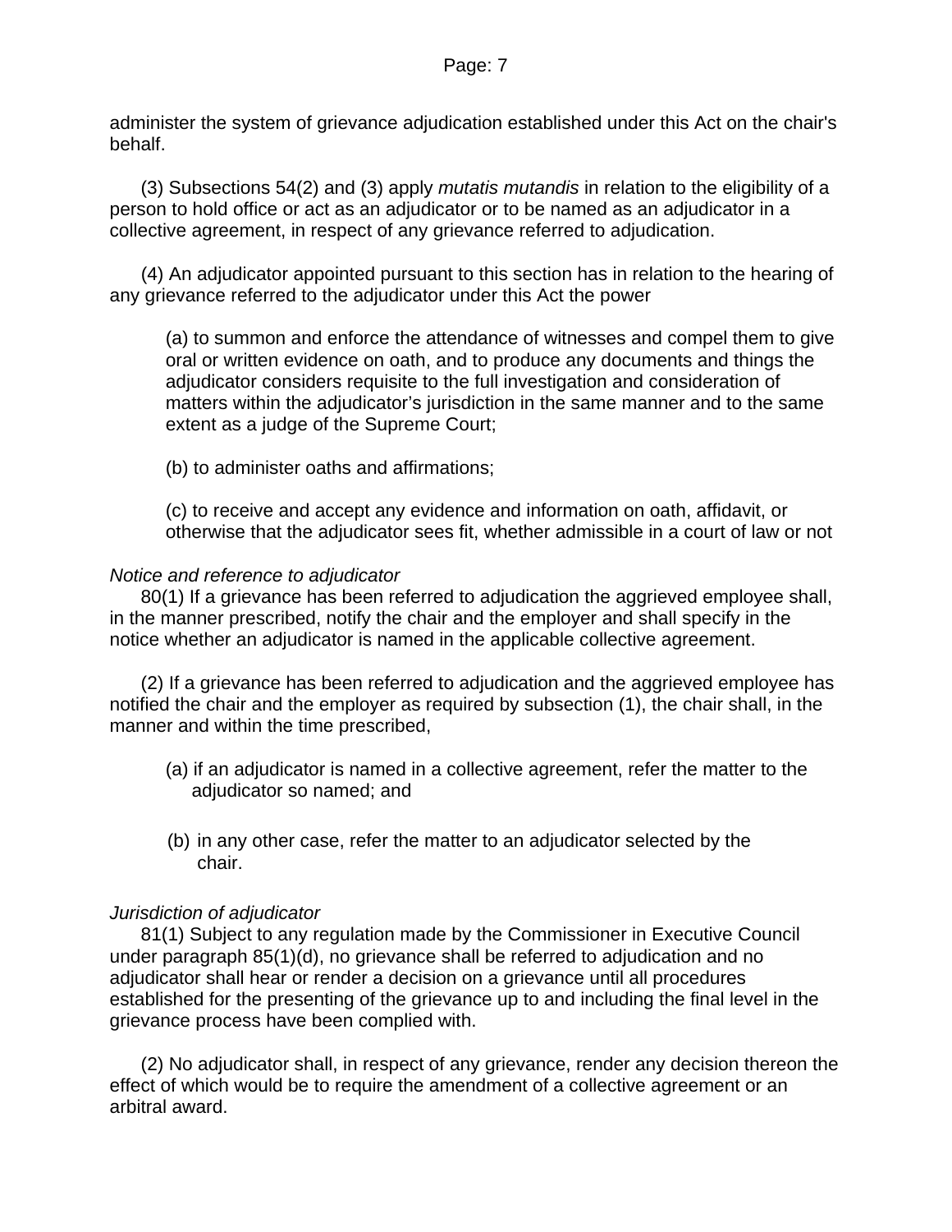administer the system of grievance adjudication established under this Act on the chair's behalf.

(3) Subsections 54(2) and (3) apply *mutatis mutandis* in relation to the eligibility of a person to hold office or act as an adjudicator or to be named as an adjudicator in a collective agreement, in respect of any grievance referred to adjudication.

(4) An adjudicator appointed pursuant to this section has in relation to the hearing of any grievance referred to the adjudicator under this Act the power

(a) to summon and enforce the attendance of witnesses and compel them to give oral or written evidence on oath, and to produce any documents and things the adjudicator considers requisite to the full investigation and consideration of matters within the adjudicator's jurisdiction in the same manner and to the same extent as a judge of the Supreme Court;

(b) to administer oaths and affirmations;

(c) to receive and accept any evidence and information on oath, affidavit, or otherwise that the adjudicator sees fit, whether admissible in a court of law or not

*Notice and reference to adjudicator*

80(1) If a grievance has been referred to adjudication the aggrieved employee shall, in the manner prescribed, notify the chair and the employer and shall specify in the notice whether an adjudicator is named in the applicable collective agreement.

(2) If a grievance has been referred to adjudication and the aggrieved employee has notified the chair and the employer as required by subsection (1), the chair shall, in the manner and within the time prescribed,

(a) if an adjudicator is named in a collective agreement, refer the matter to the adjudicator so named; and

(b) in any other case, refer the matter to an adjudicator selected by the chair.

*Jurisdiction of adjudicator*

81(1) Subject to any regulation made by the Commissioner in Executive Council under paragraph 85(1)(d), no grievance shall be referred to adjudication and no adjudicator shall hear or render a decision on a grievance until all procedures established for the presenting of the grievance up to and including the final level in the grievance process have been complied with.

(2) No adjudicator shall, in respect of any grievance, render any decision thereon the effect of which would be to require the amendment of a collective agreement or an arbitral award.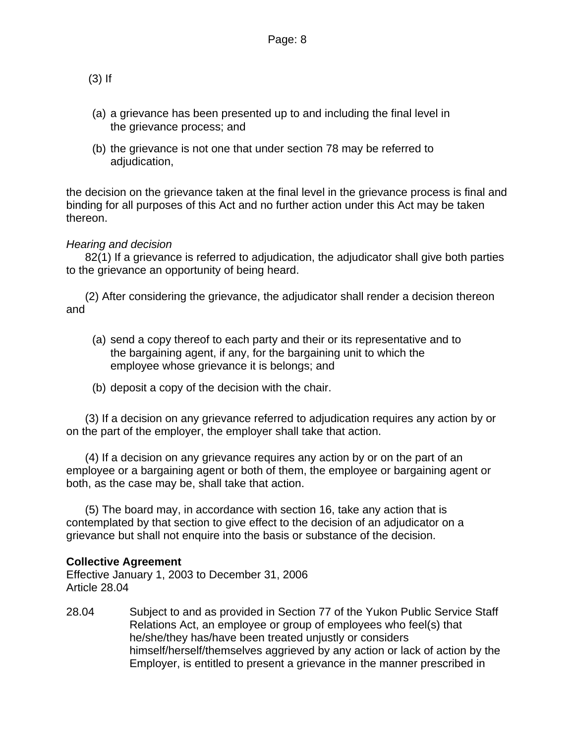(3) If

(a) a grievance has been presented up to and including the final level in the grievance process; and

(b) the grievance is not one that under section 78 may be referred to adjudication,

the decision on the grievance taken at the final level in the grievance process is final and binding for all purposes of this Act and no further action under this Act may be taken thereon.

*Hearing and decision*

82(1) If a grievance is referred to adjudication, the adjudicator shall give both parties to the grievance an opportunity of being heard.

(2) After considering the grievance, the adjudicator shall render a decision thereon and

(a) send a copy thereof to each party and their or its representative and to the bargaining agent, if any, for the bargaining unit to which the employee whose grievance it is belongs; and

(b) deposit a copy of the decision with the chair.

(3) If a decision on any grievance referred to adjudication requires any action by or on the part of the employer, the employer shall take that action.

(4) If a decision on any grievance requires any action by or on the part of an employee or a bargaining agent or both of them, the employee or bargaining agent or both, as the case may be, shall take that action.

(5) The board may, in accordance with section 16, take any action that is contemplated by that section to give effect to the decision of an adjudicator on a grievance but shall not enquire into the basis or substance of the decision.

**Collective Agreement**
Effective January 1, 2003 to December 31, 2006
Article 28.04

28.04 Subject to and as provided in Section 77 of the Yukon Public Service Staff Relations Act, an employee or group of employees who feel(s) that he/she/they has/have been treated unjustly or considers himself/herself/themselves aggrieved by any action or lack of action by the Employer, is entitled to present a grievance in the manner prescribed in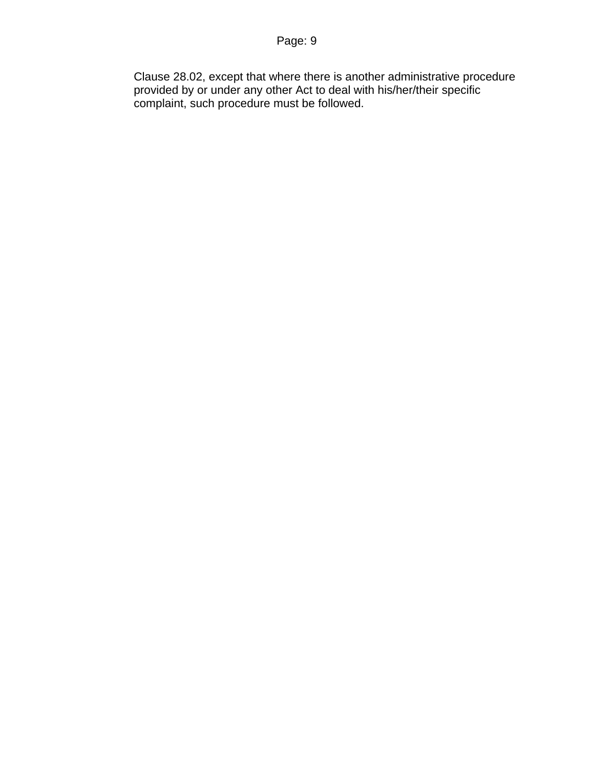Clause 28.02, except that where there is another administrative procedure provided by or under any other Act to deal with his/her/their specific complaint, such procedure must be followed.